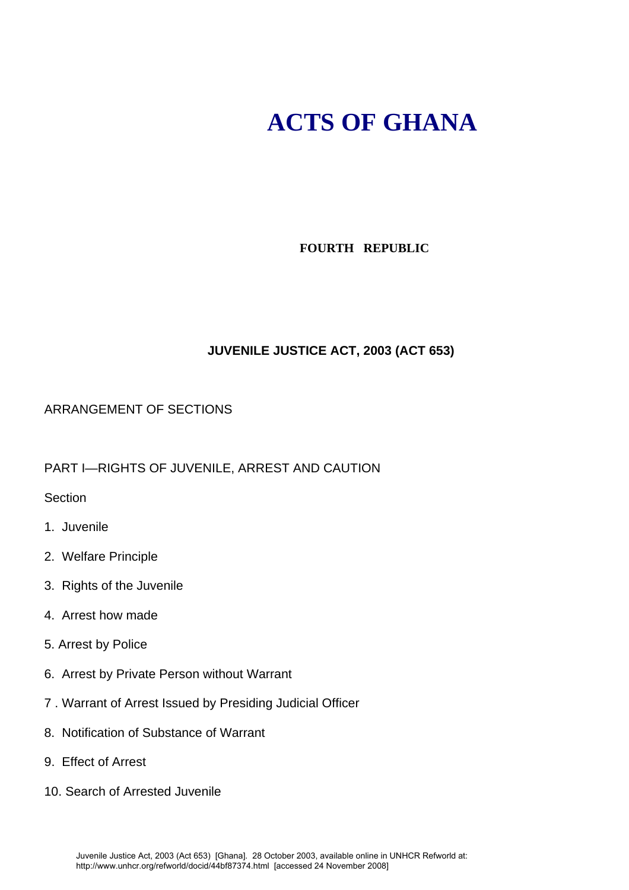# ACTS OF GHANA

**FOURTH REPUBLIC**

**JUVENILE JUSTICE ACT, 2003 (ACT 653)**

ARRANGEMENT OF SECTIONS

PART I—RIGHTS OF JUVENILE, ARREST AND CAUTION

Section

1. Juvenile
2. Welfare Principle
3. Rights of the Juvenile
4. Arrest how made
5. Arrest by Police
6. Arrest by Private Person without Warrant
7. Warrant of Arrest Issued by Presiding Judicial Officer
8. Notification of Substance of Warrant
9. Effect of Arrest
10. Search of Arrested Juvenile

Juvenile Justice Act, 2003 (Act 653) [Ghana]. 28 October 2003, available online in UNHCR Refworld at: http://www.unhcr.org/refworld/docid/44bf87374.html [accessed 24 November 2008]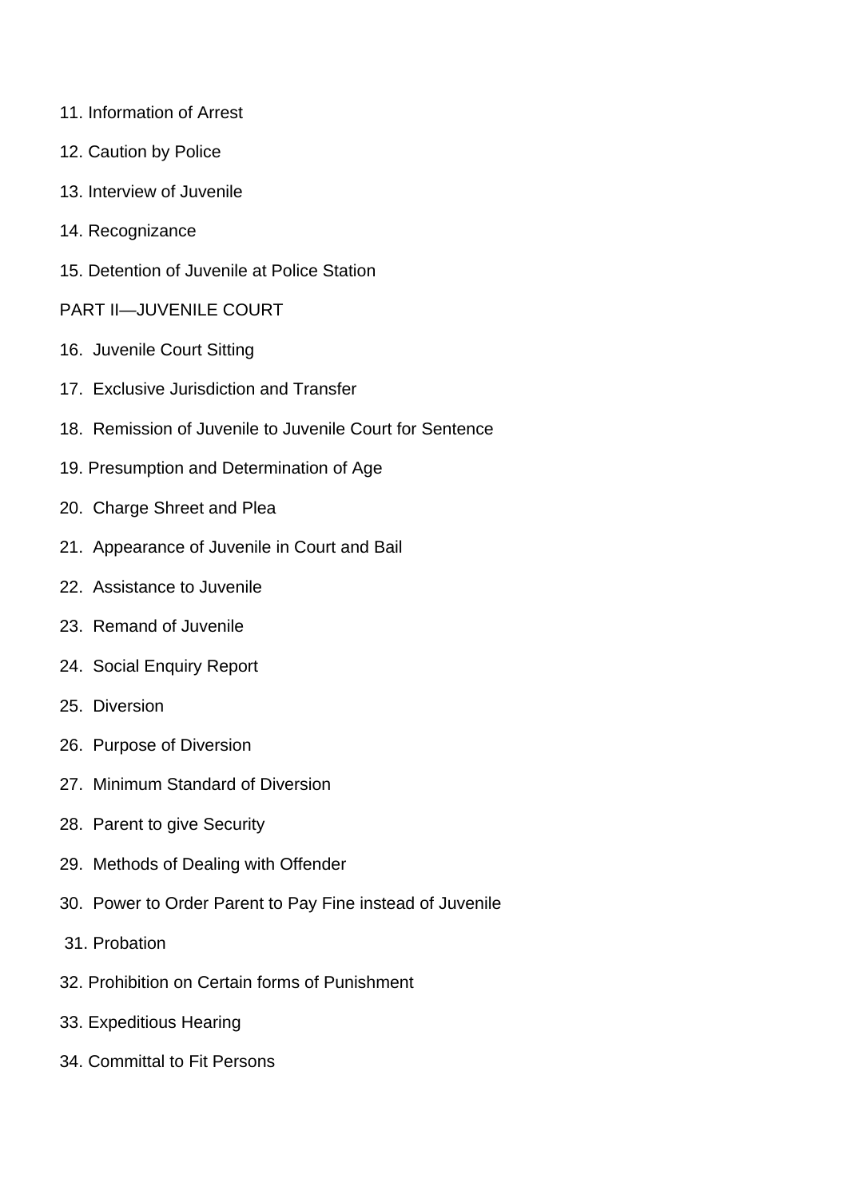11. Information of Arrest

12. Caution by Police

13. Interview of Juvenile

14. Recognizance

15. Detention of Juvenile at Police Station

PART II—JUVENILE COURT

16. Juvenile Court Sitting

17. Exclusive Jurisdiction and Transfer

18. Remission of Juvenile to Juvenile Court for Sentence

19. Presumption and Determination of Age

20. Charge Shreet and Plea

21. Appearance of Juvenile in Court and Bail

22. Assistance to Juvenile

23. Remand of Juvenile

24. Social Enquiry Report

25. Diversion

26. Purpose of Diversion

27. Minimum Standard of Diversion

28. Parent to give Security

29. Methods of Dealing with Offender

30. Power to Order Parent to Pay Fine instead of Juvenile

31. Probation

32. Prohibition on Certain forms of Punishment

33. Expeditious Hearing

34. Committal to Fit Persons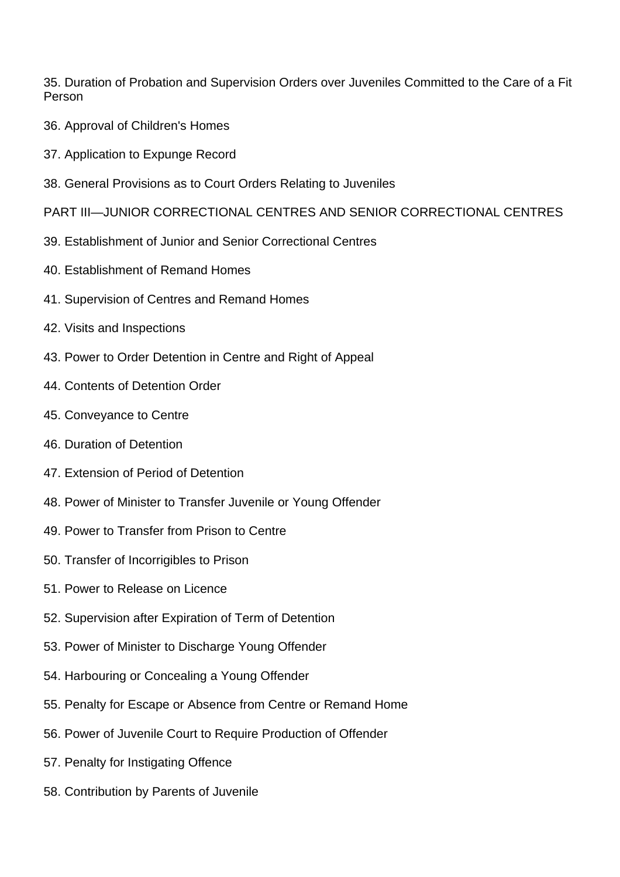35. Duration of Probation and Supervision Orders over Juveniles Committed to the Care of a Fit Person

36. Approval of Children's Homes

37. Application to Expunge Record

38. General Provisions as to Court Orders Relating to Juveniles

PART III—JUNIOR CORRECTIONAL CENTRES AND SENIOR CORRECTIONAL CENTRES

39. Establishment of Junior and Senior Correctional Centres

40. Establishment of Remand Homes

41. Supervision of Centres and Remand Homes

42. Visits and Inspections

43. Power to Order Detention in Centre and Right of Appeal

44. Contents of Detention Order

45. Conveyance to Centre

46. Duration of Detention

47. Extension of Period of Detention

48. Power of Minister to Transfer Juvenile or Young Offender

49. Power to Transfer from Prison to Centre

50. Transfer of Incorrigibles to Prison

51. Power to Release on Licence

52. Supervision after Expiration of Term of Detention

53. Power of Minister to Discharge Young Offender

54. Harbouring or Concealing a Young Offender

55. Penalty for Escape or Absence from Centre or Remand Home

56. Power of Juvenile Court to Require Production of Offender

57. Penalty for Instigating Offence

58. Contribution by Parents of Juvenile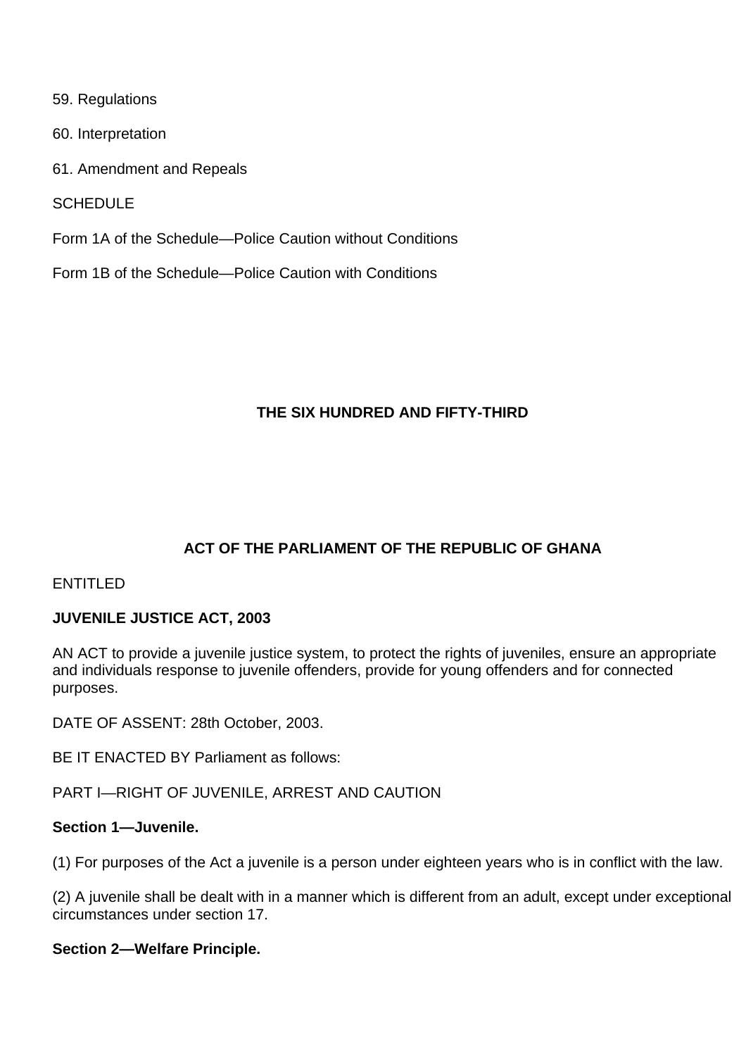59. Regulations

60. Interpretation

61. Amendment and Repeals

SCHEDULE

Form 1A of the Schedule—Police Caution without Conditions

Form 1B of the Schedule—Police Caution with Conditions

**THE SIX HUNDRED AND FIFTY-THIRD**

**ACT OF THE PARLIAMENT OF THE REPUBLIC OF GHANA**

ENTITLED

**JUVENILE JUSTICE ACT, 2003**

AN ACT to provide a juvenile justice system, to protect the rights of juveniles, ensure an appropriate and individuals response to juvenile offenders, provide for young offenders and for connected purposes.

DATE OF ASSENT: 28th October, 2003.

BE IT ENACTED BY Parliament as follows:

PART I—RIGHT OF JUVENILE, ARREST AND CAUTION

**Section 1—Juvenile.**

(1) For purposes of the Act a juvenile is a person under eighteen years who is in conflict with the law.

(2) A juvenile shall be dealt with in a manner which is different from an adult, except under exceptional circumstances under section 17.

**Section 2—Welfare Principle.**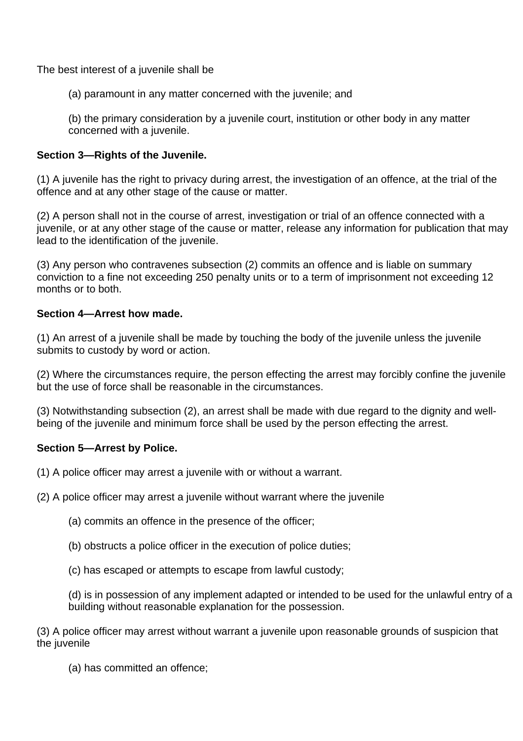The best interest of a juvenile shall be

(a) paramount in any matter concerned with the juvenile; and

(b) the primary consideration by a juvenile court, institution or other body in any matter concerned with a juvenile.

**Section 3—Rights of the Juvenile.**

(1) A juvenile has the right to privacy during arrest, the investigation of an offence, at the trial of the offence and at any other stage of the cause or matter.

(2) A person shall not in the course of arrest, investigation or trial of an offence connected with a juvenile, or at any other stage of the cause or matter, release any information for publication that may lead to the identification of the juvenile.

(3) Any person who contravenes subsection (2) commits an offence and is liable on summary conviction to a fine not exceeding 250 penalty units or to a term of imprisonment not exceeding 12 months or to both.

**Section 4—Arrest how made.**

(1) An arrest of a juvenile shall be made by touching the body of the juvenile unless the juvenile submits to custody by word or action.

(2) Where the circumstances require, the person effecting the arrest may forcibly confine the juvenile but the use of force shall be reasonable in the circumstances.

(3) Notwithstanding subsection (2), an arrest shall be made with due regard to the dignity and well-being of the juvenile and minimum force shall be used by the person effecting the arrest.

**Section 5—Arrest by Police.**

(1) A police officer may arrest a juvenile with or without a warrant.

(2) A police officer may arrest a juvenile without warrant where the juvenile

(a) commits an offence in the presence of the officer;

(b) obstructs a police officer in the execution of police duties;

(c) has escaped or attempts to escape from lawful custody;

(d) is in possession of any implement adapted or intended to be used for the unlawful entry of a building without reasonable explanation for the possession.

(3) A police officer may arrest without warrant a juvenile upon reasonable grounds of suspicion that the juvenile

(a) has committed an offence;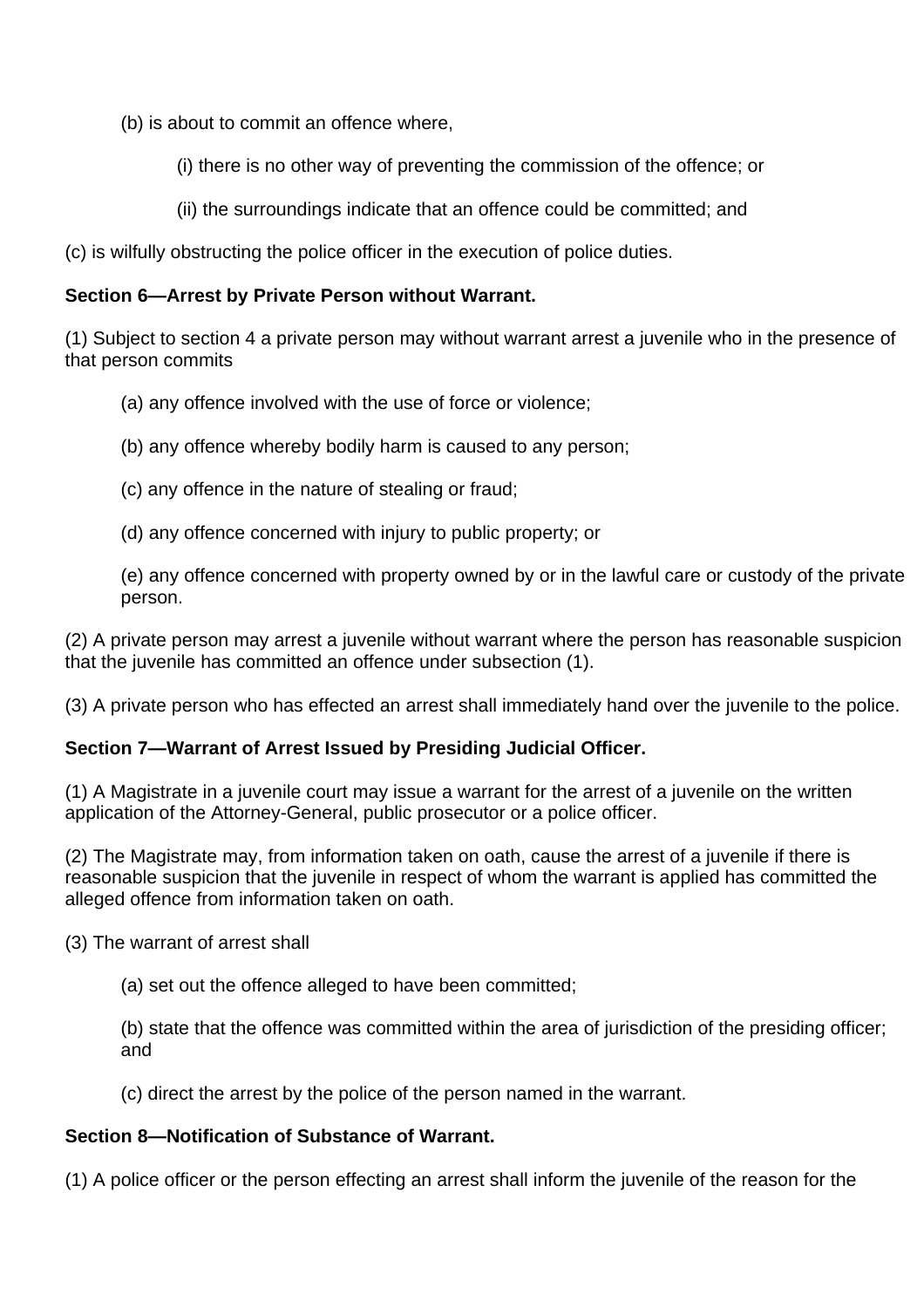(b) is about to commit an offence where,

(i) there is no other way of preventing the commission of the offence; or

(ii) the surroundings indicate that an offence could be committed; and

(c) is wilfully obstructing the police officer in the execution of police duties.

**Section 6—Arrest by Private Person without Warrant.**

(1) Subject to section 4 a private person may without warrant arrest a juvenile who in the presence of that person commits

(a) any offence involved with the use of force or violence;

(b) any offence whereby bodily harm is caused to any person;

(c) any offence in the nature of stealing or fraud;

(d) any offence concerned with injury to public property; or

(e) any offence concerned with property owned by or in the lawful care or custody of the private person.

(2) A private person may arrest a juvenile without warrant where the person has reasonable suspicion that the juvenile has committed an offence under subsection (1).

(3) A private person who has effected an arrest shall immediately hand over the juvenile to the police.

**Section 7—Warrant of Arrest Issued by Presiding Judicial Officer.**

(1) A Magistrate in a juvenile court may issue a warrant for the arrest of a juvenile on the written application of the Attorney-General, public prosecutor or a police officer.

(2) The Magistrate may, from information taken on oath, cause the arrest of a juvenile if there is reasonable suspicion that the juvenile in respect of whom the warrant is applied has committed the alleged offence from information taken on oath.

(3) The warrant of arrest shall

(a) set out the offence alleged to have been committed;

(b) state that the offence was committed within the area of jurisdiction of the presiding officer; and

(c) direct the arrest by the police of the person named in the warrant.

**Section 8—Notification of Substance of Warrant.**

(1) A police officer or the person effecting an arrest shall inform the juvenile of the reason for the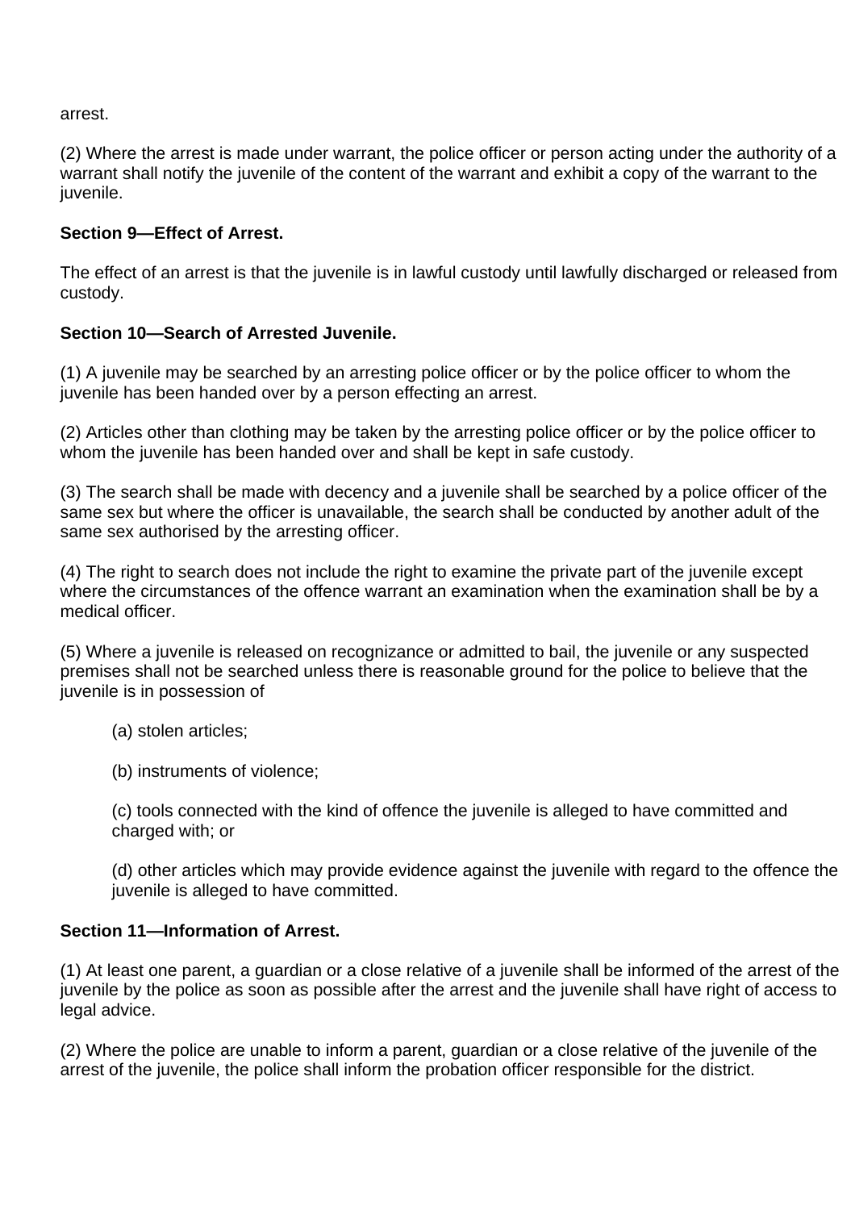arrest.

(2) Where the arrest is made under warrant, the police officer or person acting under the authority of a warrant shall notify the juvenile of the content of the warrant and exhibit a copy of the warrant to the juvenile.

**Section 9—Effect of Arrest.**

The effect of an arrest is that the juvenile is in lawful custody until lawfully discharged or released from custody.

**Section 10—Search of Arrested Juvenile.**

(1) A juvenile may be searched by an arresting police officer or by the police officer to whom the juvenile has been handed over by a person effecting an arrest.

(2) Articles other than clothing may be taken by the arresting police officer or by the police officer to whom the juvenile has been handed over and shall be kept in safe custody.

(3) The search shall be made with decency and a juvenile shall be searched by a police officer of the same sex but where the officer is unavailable, the search shall be conducted by another adult of the same sex authorised by the arresting officer.

(4) The right to search does not include the right to examine the private part of the juvenile except where the circumstances of the offence warrant an examination when the examination shall be by a medical officer.

(5) Where a juvenile is released on recognizance or admitted to bail, the juvenile or any suspected premises shall not be searched unless there is reasonable ground for the police to believe that the juvenile is in possession of

> (a) stolen articles;
>
> (b) instruments of violence;
>
> (c) tools connected with the kind of offence the juvenile is alleged to have committed and charged with; or
>
> (d) other articles which may provide evidence against the juvenile with regard to the offence the juvenile is alleged to have committed.

**Section 11—Information of Arrest.**

(1) At least one parent, a guardian or a close relative of a juvenile shall be informed of the arrest of the juvenile by the police as soon as possible after the arrest and the juvenile shall have right of access to legal advice.

(2) Where the police are unable to inform a parent, guardian or a close relative of the juvenile of the arrest of the juvenile, the police shall inform the probation officer responsible for the district.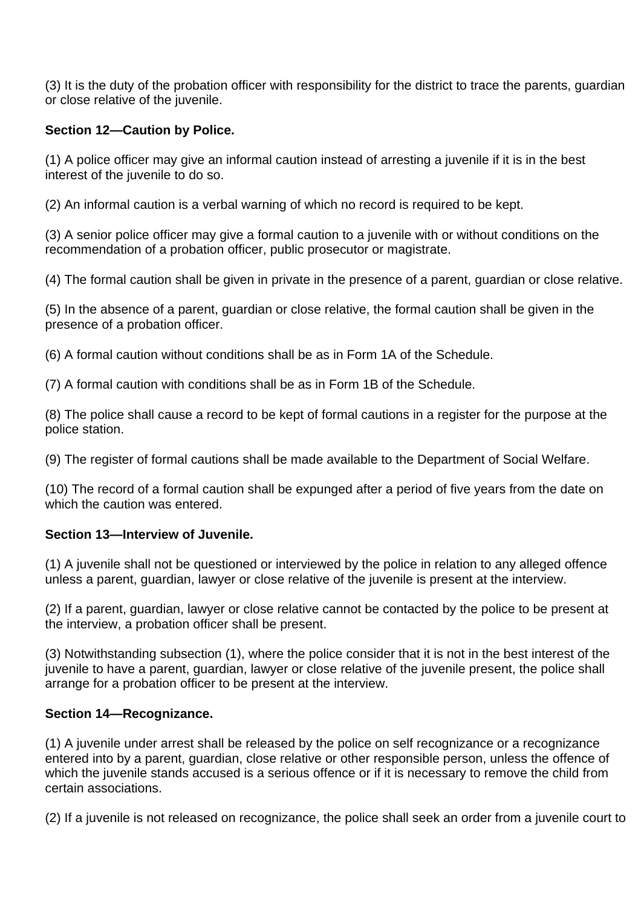(3) It is the duty of the probation officer with responsibility for the district to trace the parents, guardian or close relative of the juvenile.

**Section 12—Caution by Police.**

(1) A police officer may give an informal caution instead of arresting a juvenile if it is in the best interest of the juvenile to do so.

(2) An informal caution is a verbal warning of which no record is required to be kept.

(3) A senior police officer may give a formal caution to a juvenile with or without conditions on the recommendation of a probation officer, public prosecutor or magistrate.

(4) The formal caution shall be given in private in the presence of a parent, guardian or close relative.

(5) In the absence of a parent, guardian or close relative, the formal caution shall be given in the presence of a probation officer.

(6) A formal caution without conditions shall be as in Form 1A of the Schedule.

(7) A formal caution with conditions shall be as in Form 1B of the Schedule.

(8) The police shall cause a record to be kept of formal cautions in a register for the purpose at the police station.

(9) The register of formal cautions shall be made available to the Department of Social Welfare.

(10) The record of a formal caution shall be expunged after a period of five years from the date on which the caution was entered.

**Section 13—Interview of Juvenile.**

(1) A juvenile shall not be questioned or interviewed by the police in relation to any alleged offence unless a parent, guardian, lawyer or close relative of the juvenile is present at the interview.

(2) If a parent, guardian, lawyer or close relative cannot be contacted by the police to be present at the interview, a probation officer shall be present.

(3) Notwithstanding subsection (1), where the police consider that it is not in the best interest of the juvenile to have a parent, guardian, lawyer or close relative of the juvenile present, the police shall arrange for a probation officer to be present at the interview.

**Section 14—Recognizance.**

(1) A juvenile under arrest shall be released by the police on self recognizance or a recognizance entered into by a parent, guardian, close relative or other responsible person, unless the offence of which the juvenile stands accused is a serious offence or if it is necessary to remove the child from certain associations.

(2) If a juvenile is not released on recognizance, the police shall seek an order from a juvenile court to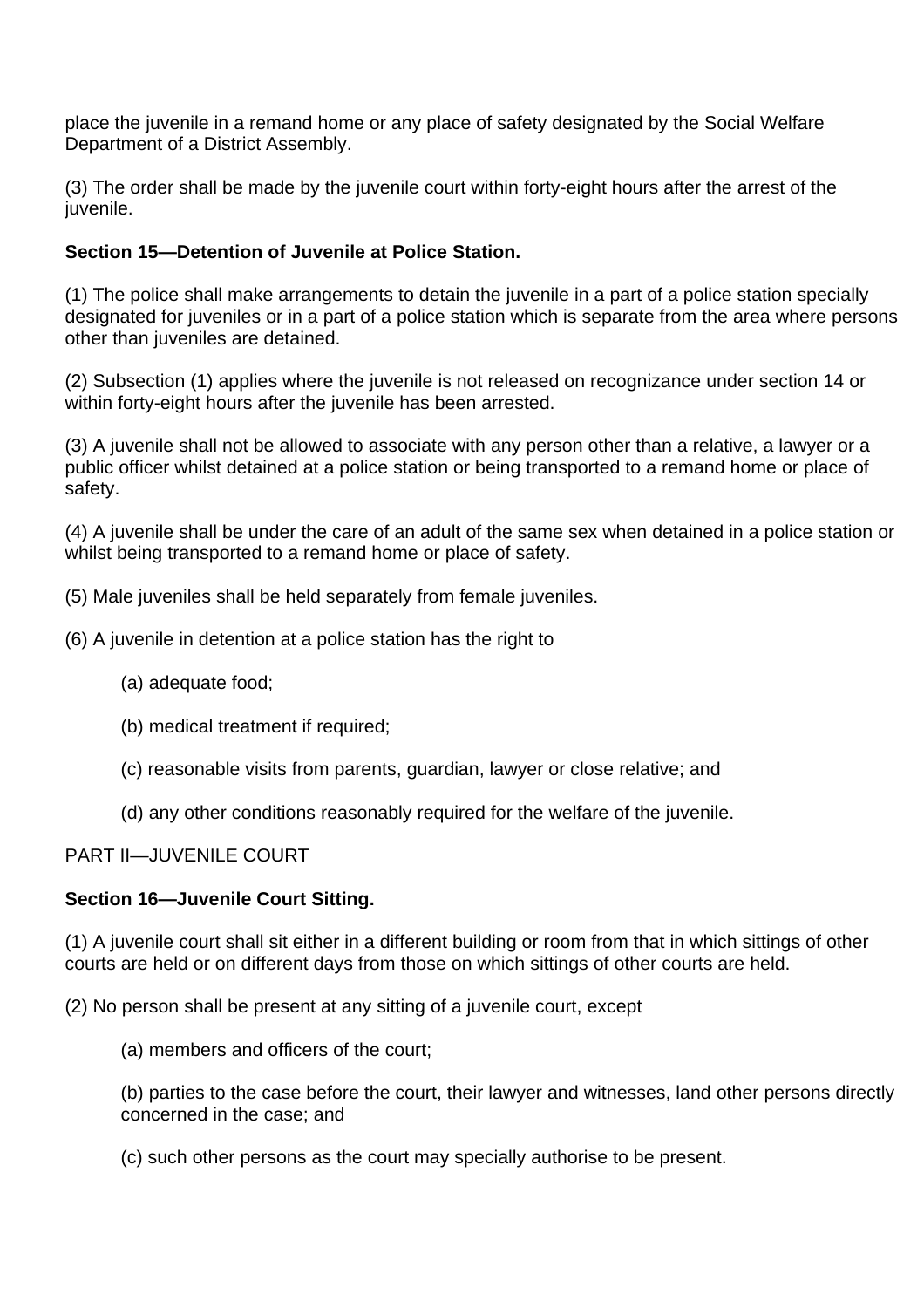place the juvenile in a remand home or any place of safety designated by the Social Welfare Department of a District Assembly.

(3) The order shall be made by the juvenile court within forty-eight hours after the arrest of the juvenile.

**Section 15—Detention of Juvenile at Police Station.**

(1) The police shall make arrangements to detain the juvenile in a part of a police station specially designated for juveniles or in a part of a police station which is separate from the area where persons other than juveniles are detained.

(2) Subsection (1) applies where the juvenile is not released on recognizance under section 14 or within forty-eight hours after the juvenile has been arrested.

(3) A juvenile shall not be allowed to associate with any person other than a relative, a lawyer or a public officer whilst detained at a police station or being transported to a remand home or place of safety.

(4) A juvenile shall be under the care of an adult of the same sex when detained in a police station or whilst being transported to a remand home or place of safety.

(5) Male juveniles shall be held separately from female juveniles.

(6) A juvenile in detention at a police station has the right to

(a) adequate food;

(b) medical treatment if required;

(c) reasonable visits from parents, guardian, lawyer or close relative; and

(d) any other conditions reasonably required for the welfare of the juvenile.

PART II—JUVENILE COURT

**Section 16—Juvenile Court Sitting.**

(1) A juvenile court shall sit either in a different building or room from that in which sittings of other courts are held or on different days from those on which sittings of other courts are held.

(2) No person shall be present at any sitting of a juvenile court, except

(a) members and officers of the court;

(b) parties to the case before the court, their lawyer and witnesses, land other persons directly concerned in the case; and

(c) such other persons as the court may specially authorise to be present.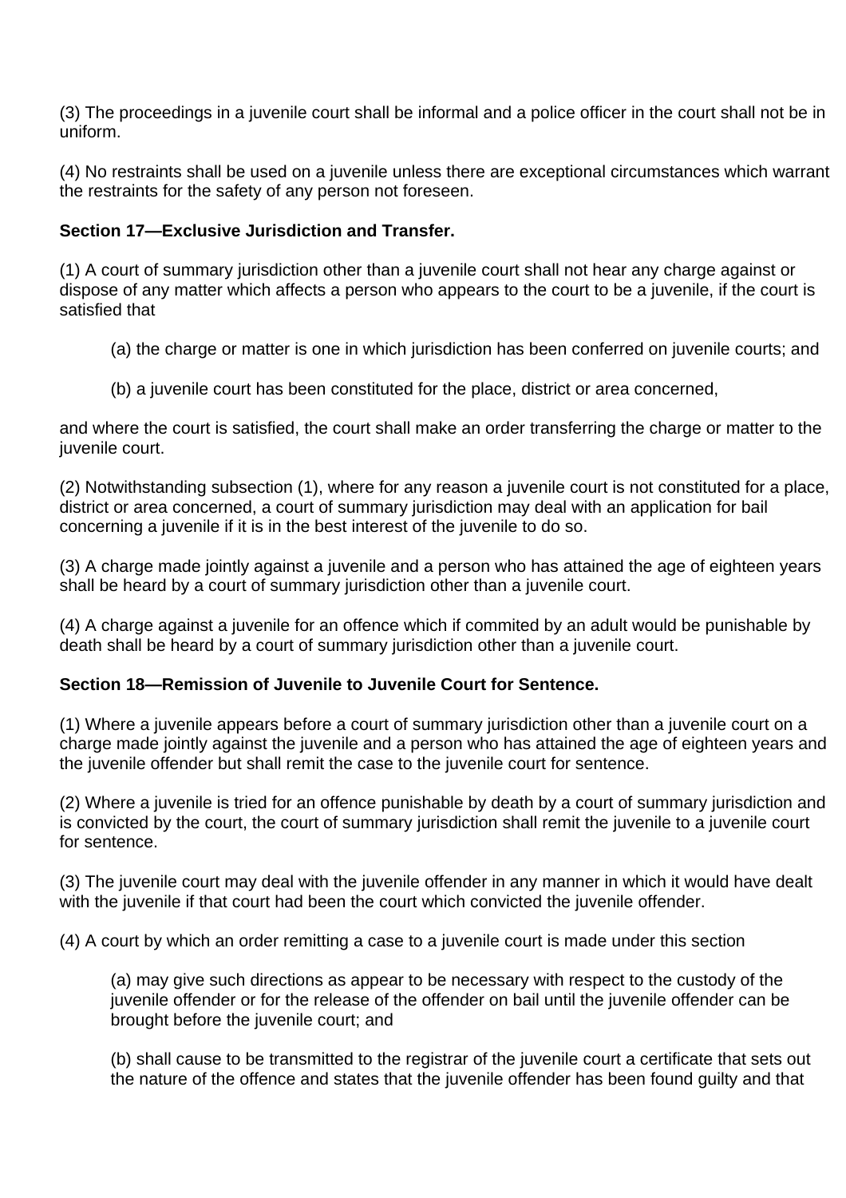(3) The proceedings in a juvenile court shall be informal and a police officer in the court shall not be in uniform.

(4) No restraints shall be used on a juvenile unless there are exceptional circumstances which warrant the restraints for the safety of any person not foreseen.

**Section 17—Exclusive Jurisdiction and Transfer.**

(1) A court of summary jurisdiction other than a juvenile court shall not hear any charge against or dispose of any matter which affects a person who appears to the court to be a juvenile, if the court is satisfied that

> (a) the charge or matter is one in which jurisdiction has been conferred on juvenile courts; and
>
> (b) a juvenile court has been constituted for the place, district or area concerned,

and where the court is satisfied, the court shall make an order transferring the charge or matter to the juvenile court.

(2) Notwithstanding subsection (1), where for any reason a juvenile court is not constituted for a place, district or area concerned, a court of summary jurisdiction may deal with an application for bail concerning a juvenile if it is in the best interest of the juvenile to do so.

(3) A charge made jointly against a juvenile and a person who has attained the age of eighteen years shall be heard by a court of summary jurisdiction other than a juvenile court.

(4) A charge against a juvenile for an offence which if commited by an adult would be punishable by death shall be heard by a court of summary jurisdiction other than a juvenile court.

**Section 18—Remission of Juvenile to Juvenile Court for Sentence.**

(1) Where a juvenile appears before a court of summary jurisdiction other than a juvenile court on a charge made jointly against the juvenile and a person who has attained the age of eighteen years and the juvenile offender but shall remit the case to the juvenile court for sentence.

(2) Where a juvenile is tried for an offence punishable by death by a court of summary jurisdiction and is convicted by the court, the court of summary jurisdiction shall remit the juvenile to a juvenile court for sentence.

(3) The juvenile court may deal with the juvenile offender in any manner in which it would have dealt with the juvenile if that court had been the court which convicted the juvenile offender.

(4) A court by which an order remitting a case to a juvenile court is made under this section

> (a) may give such directions as appear to be necessary with respect to the custody of the juvenile offender or for the release of the offender on bail until the juvenile offender can be brought before the juvenile court; and
>
> (b) shall cause to be transmitted to the registrar of the juvenile court a certificate that sets out the nature of the offence and states that the juvenile offender has been found guilty and that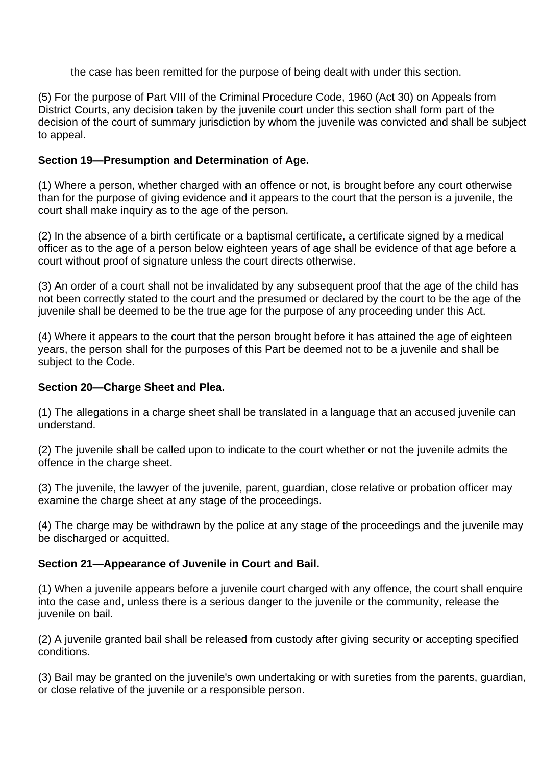the case has been remitted for the purpose of being dealt with under this section.

(5) For the purpose of Part VIII of the Criminal Procedure Code, 1960 (Act 30) on Appeals from District Courts, any decision taken by the juvenile court under this section shall form part of the decision of the court of summary jurisdiction by whom the juvenile was convicted and shall be subject to appeal.

**Section 19—Presumption and Determination of Age.**

(1) Where a person, whether charged with an offence or not, is brought before any court otherwise than for the purpose of giving evidence and it appears to the court that the person is a juvenile, the court shall make inquiry as to the age of the person.

(2) In the absence of a birth certificate or a baptismal certificate, a certificate signed by a medical officer as to the age of a person below eighteen years of age shall be evidence of that age before a court without proof of signature unless the court directs otherwise.

(3) An order of a court shall not be invalidated by any subsequent proof that the age of the child has not been correctly stated to the court and the presumed or declared by the court to be the age of the juvenile shall be deemed to be the true age for the purpose of any proceeding under this Act.

(4) Where it appears to the court that the person brought before it has attained the age of eighteen years, the person shall for the purposes of this Part be deemed not to be a juvenile and shall be subject to the Code.

**Section 20—Charge Sheet and Plea.**

(1) The allegations in a charge sheet shall be translated in a language that an accused juvenile can understand.

(2) The juvenile shall be called upon to indicate to the court whether or not the juvenile admits the offence in the charge sheet.

(3) The juvenile, the lawyer of the juvenile, parent, guardian, close relative or probation officer may examine the charge sheet at any stage of the proceedings.

(4) The charge may be withdrawn by the police at any stage of the proceedings and the juvenile may be discharged or acquitted.

**Section 21—Appearance of Juvenile in Court and Bail.**

(1) When a juvenile appears before a juvenile court charged with any offence, the court shall enquire into the case and, unless there is a serious danger to the juvenile or the community, release the juvenile on bail.

(2) A juvenile granted bail shall be released from custody after giving security or accepting specified conditions.

(3) Bail may be granted on the juvenile's own undertaking or with sureties from the parents, guardian, or close relative of the juvenile or a responsible person.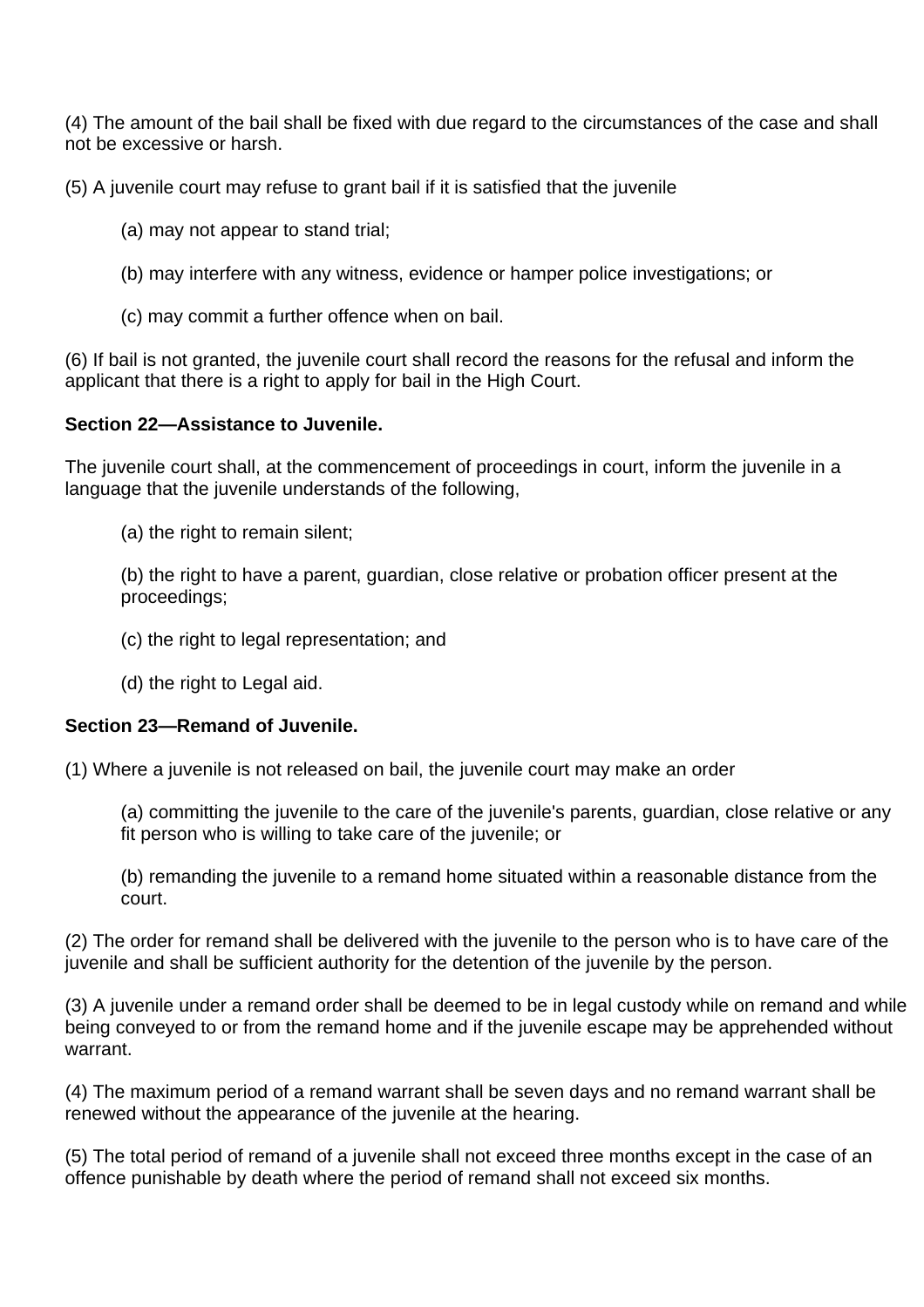(4) The amount of the bail shall be fixed with due regard to the circumstances of the case and shall not be excessive or harsh.

(5) A juvenile court may refuse to grant bail if it is satisfied that the juvenile

> (a) may not appear to stand trial;
>
> (b) may interfere with any witness, evidence or hamper police investigations; or
>
> (c) may commit a further offence when on bail.

(6) If bail is not granted, the juvenile court shall record the reasons for the refusal and inform the applicant that there is a right to apply for bail in the High Court.

**Section 22—Assistance to Juvenile.**

The juvenile court shall, at the commencement of proceedings in court, inform the juvenile in a language that the juvenile understands of the following,

> (a) the right to remain silent;
>
> (b) the right to have a parent, guardian, close relative or probation officer present at the proceedings;
>
> (c) the right to legal representation; and
>
> (d) the right to Legal aid.

**Section 23—Remand of Juvenile.**

(1) Where a juvenile is not released on bail, the juvenile court may make an order

> (a) committing the juvenile to the care of the juvenile's parents, guardian, close relative or any fit person who is willing to take care of the juvenile; or
>
> (b) remanding the juvenile to a remand home situated within a reasonable distance from the court.

(2) The order for remand shall be delivered with the juvenile to the person who is to have care of the juvenile and shall be sufficient authority for the detention of the juvenile by the person.

(3) A juvenile under a remand order shall be deemed to be in legal custody while on remand and while being conveyed to or from the remand home and if the juvenile escape may be apprehended without warrant.

(4) The maximum period of a remand warrant shall be seven days and no remand warrant shall be renewed without the appearance of the juvenile at the hearing.

(5) The total period of remand of a juvenile shall not exceed three months except in the case of an offence punishable by death where the period of remand shall not exceed six months.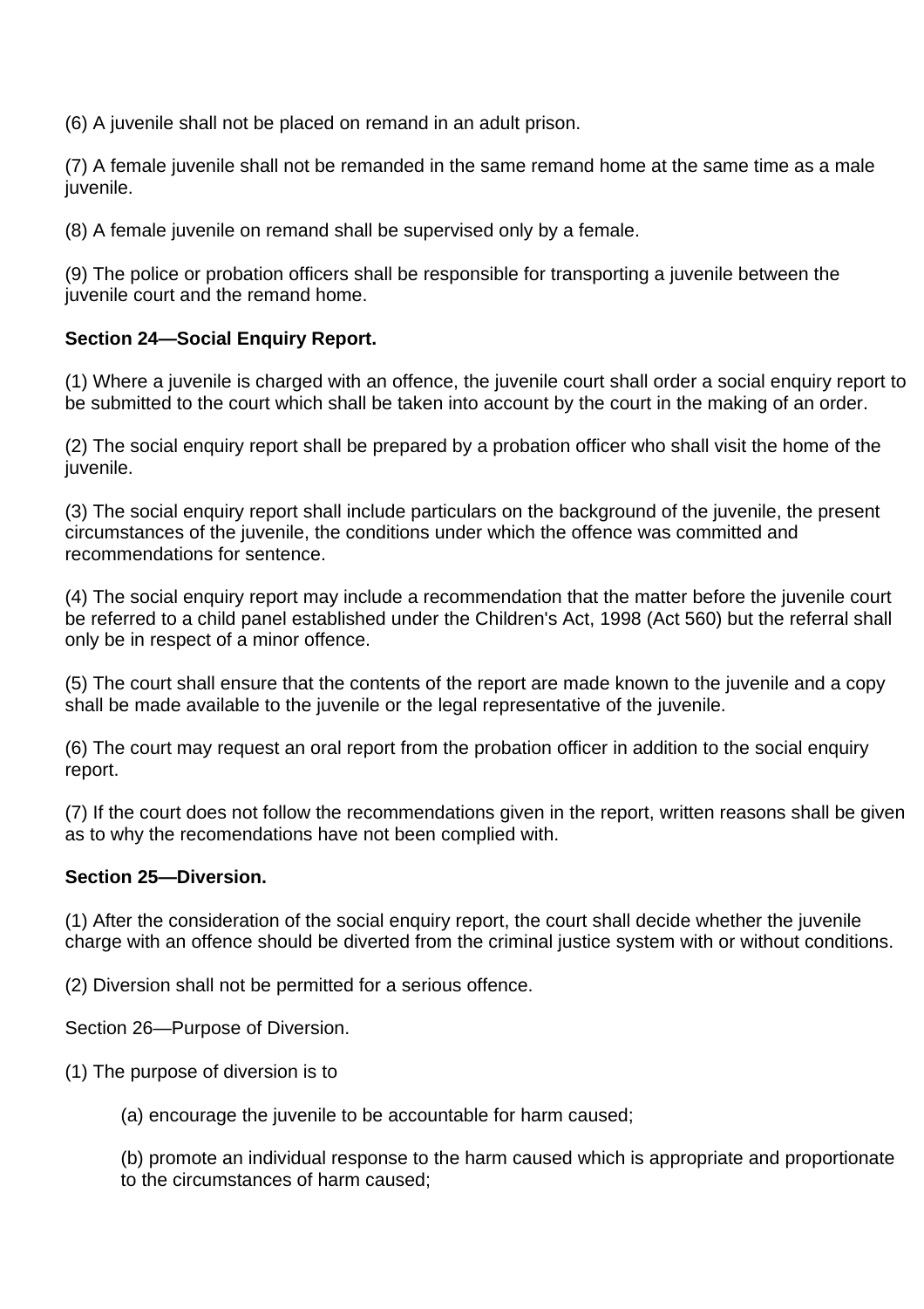(6) A juvenile shall not be placed on remand in an adult prison.

(7) A female juvenile shall not be remanded in the same remand home at the same time as a male juvenile.

(8) A female juvenile on remand shall be supervised only by a female.

(9) The police or probation officers shall be responsible for transporting a juvenile between the juvenile court and the remand home.

**Section 24—Social Enquiry Report.**

(1) Where a juvenile is charged with an offence, the juvenile court shall order a social enquiry report to be submitted to the court which shall be taken into account by the court in the making of an order.

(2) The social enquiry report shall be prepared by a probation officer who shall visit the home of the juvenile.

(3) The social enquiry report shall include particulars on the background of the juvenile, the present circumstances of the juvenile, the conditions under which the offence was committed and recommendations for sentence.

(4) The social enquiry report may include a recommendation that the matter before the juvenile court be referred to a child panel established under the Children's Act, 1998 (Act 560) but the referral shall only be in respect of a minor offence.

(5) The court shall ensure that the contents of the report are made known to the juvenile and a copy shall be made available to the juvenile or the legal representative of the juvenile.

(6) The court may request an oral report from the probation officer in addition to the social enquiry report.

(7) If the court does not follow the recommendations given in the report, written reasons shall be given as to why the recomendations have not been complied with.

**Section 25—Diversion.**

(1) After the consideration of the social enquiry report, the court shall decide whether the juvenile charge with an offence should be diverted from the criminal justice system with or without conditions.

(2) Diversion shall not be permitted for a serious offence.

Section 26—Purpose of Diversion.

(1) The purpose of diversion is to

> (a) encourage the juvenile to be accountable for harm caused;
>
> (b) promote an individual response to the harm caused which is appropriate and proportionate to the circumstances of harm caused;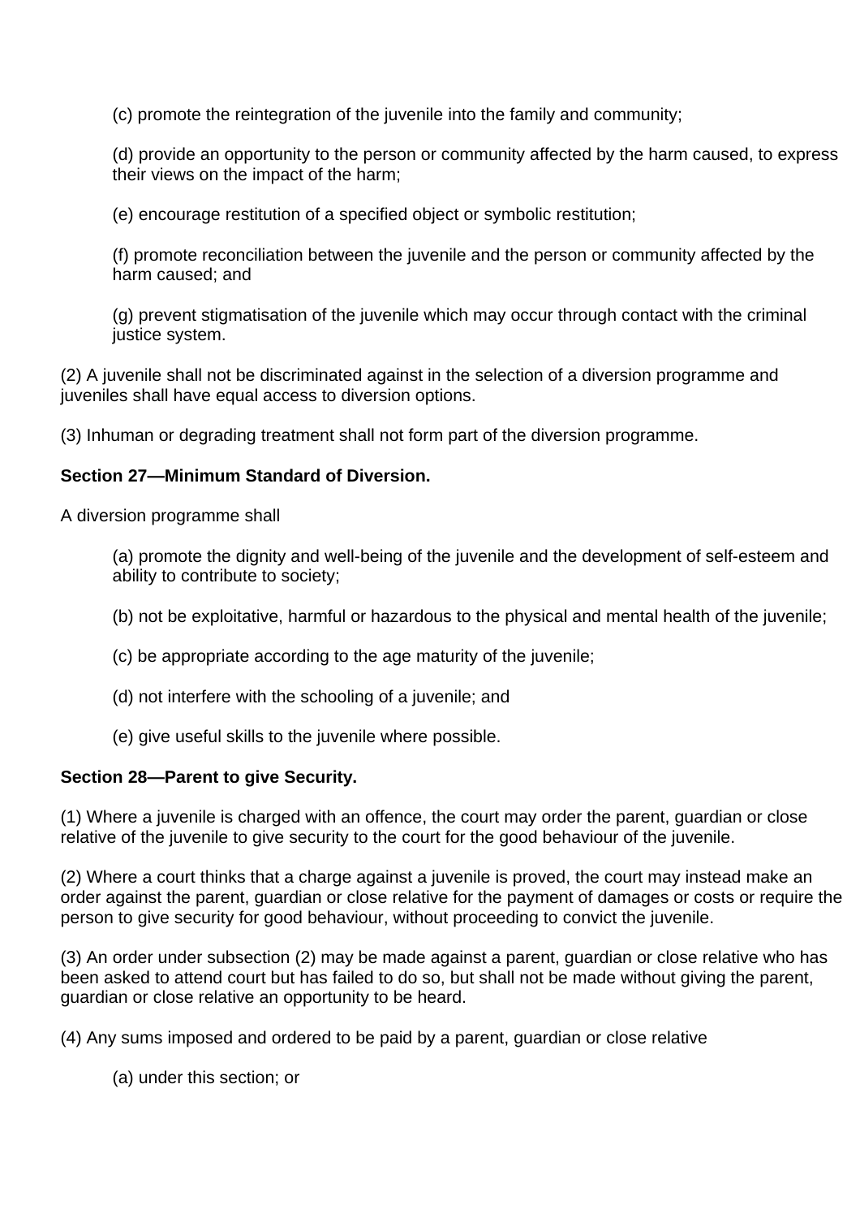(c) promote the reintegration of the juvenile into the family and community;

(d) provide an opportunity to the person or community affected by the harm caused, to express their views on the impact of the harm;

(e) encourage restitution of a specified object or symbolic restitution;

(f) promote reconciliation between the juvenile and the person or community affected by the harm caused; and

(g) prevent stigmatisation of the juvenile which may occur through contact with the criminal justice system.

(2) A juvenile shall not be discriminated against in the selection of a diversion programme and juveniles shall have equal access to diversion options.

(3) Inhuman or degrading treatment shall not form part of the diversion programme.

**Section 27—Minimum Standard of Diversion.**

A diversion programme shall

(a) promote the dignity and well-being of the juvenile and the development of self-esteem and ability to contribute to society;

(b) not be exploitative, harmful or hazardous to the physical and mental health of the juvenile;

(c) be appropriate according to the age maturity of the juvenile;

(d) not interfere with the schooling of a juvenile; and

(e) give useful skills to the juvenile where possible.

**Section 28—Parent to give Security.**

(1) Where a juvenile is charged with an offence, the court may order the parent, guardian or close relative of the juvenile to give security to the court for the good behaviour of the juvenile.

(2) Where a court thinks that a charge against a juvenile is proved, the court may instead make an order against the parent, guardian or close relative for the payment of damages or costs or require the person to give security for good behaviour, without proceeding to convict the juvenile.

(3) An order under subsection (2) may be made against a parent, guardian or close relative who has been asked to attend court but has failed to do so, but shall not be made without giving the parent, guardian or close relative an opportunity to be heard.

(4) Any sums imposed and ordered to be paid by a parent, guardian or close relative

(a) under this section; or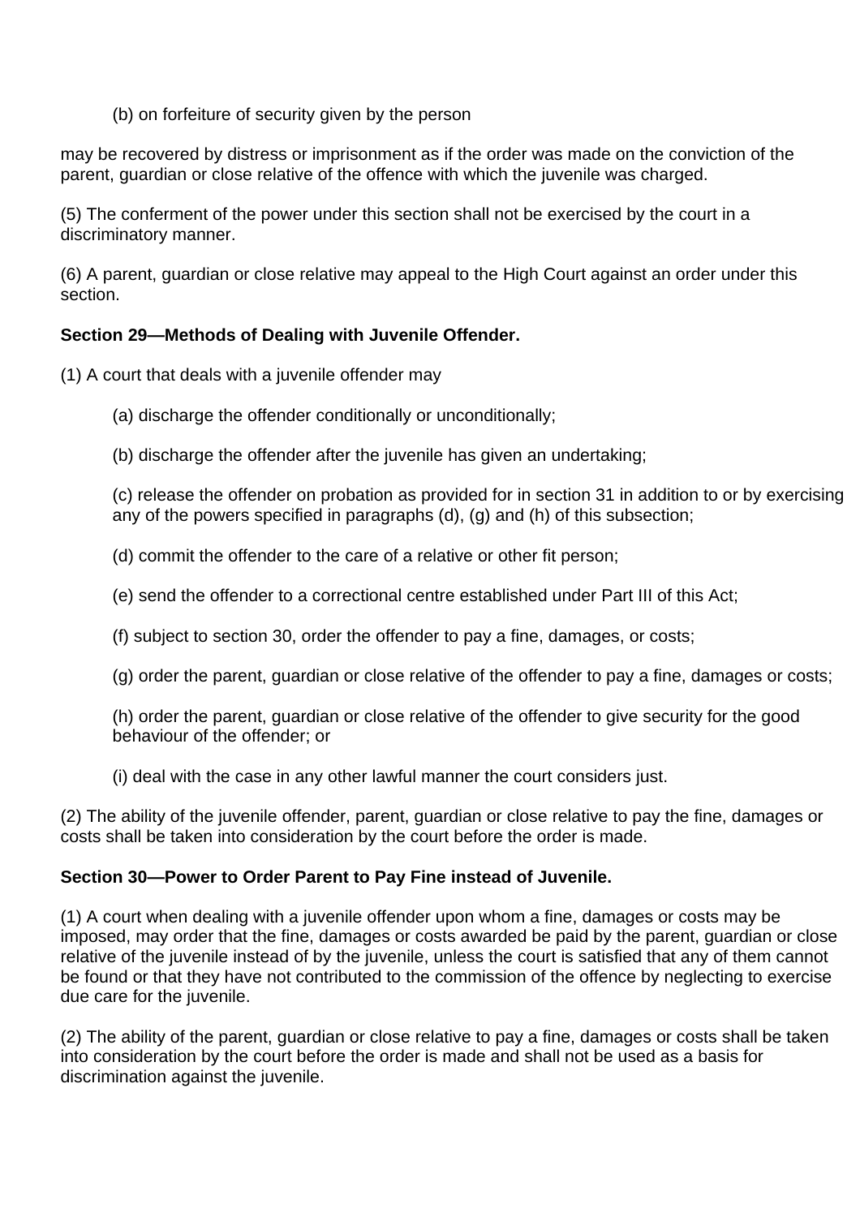(b) on forfeiture of security given by the person

may be recovered by distress or imprisonment as if the order was made on the conviction of the parent, guardian or close relative of the offence with which the juvenile was charged.

(5) The conferment of the power under this section shall not be exercised by the court in a discriminatory manner.

(6) A parent, guardian or close relative may appeal to the High Court against an order under this section.

**Section 29—Methods of Dealing with Juvenile Offender.**

(1) A court that deals with a juvenile offender may

(a) discharge the offender conditionally or unconditionally;

(b) discharge the offender after the juvenile has given an undertaking;

(c) release the offender on probation as provided for in section 31 in addition to or by exercising any of the powers specified in paragraphs (d), (g) and (h) of this subsection;

(d) commit the offender to the care of a relative or other fit person;

(e) send the offender to a correctional centre established under Part III of this Act;

(f) subject to section 30, order the offender to pay a fine, damages, or costs;

(g) order the parent, guardian or close relative of the offender to pay a fine, damages or costs;

(h) order the parent, guardian or close relative of the offender to give security for the good behaviour of the offender; or

(i) deal with the case in any other lawful manner the court considers just.

(2) The ability of the juvenile offender, parent, guardian or close relative to pay the fine, damages or costs shall be taken into consideration by the court before the order is made.

**Section 30—Power to Order Parent to Pay Fine instead of Juvenile.**

(1) A court when dealing with a juvenile offender upon whom a fine, damages or costs may be imposed, may order that the fine, damages or costs awarded be paid by the parent, guardian or close relative of the juvenile instead of by the juvenile, unless the court is satisfied that any of them cannot be found or that they have not contributed to the commission of the offence by neglecting to exercise due care for the juvenile.

(2) The ability of the parent, guardian or close relative to pay a fine, damages or costs shall be taken into consideration by the court before the order is made and shall not be used as a basis for discrimination against the juvenile.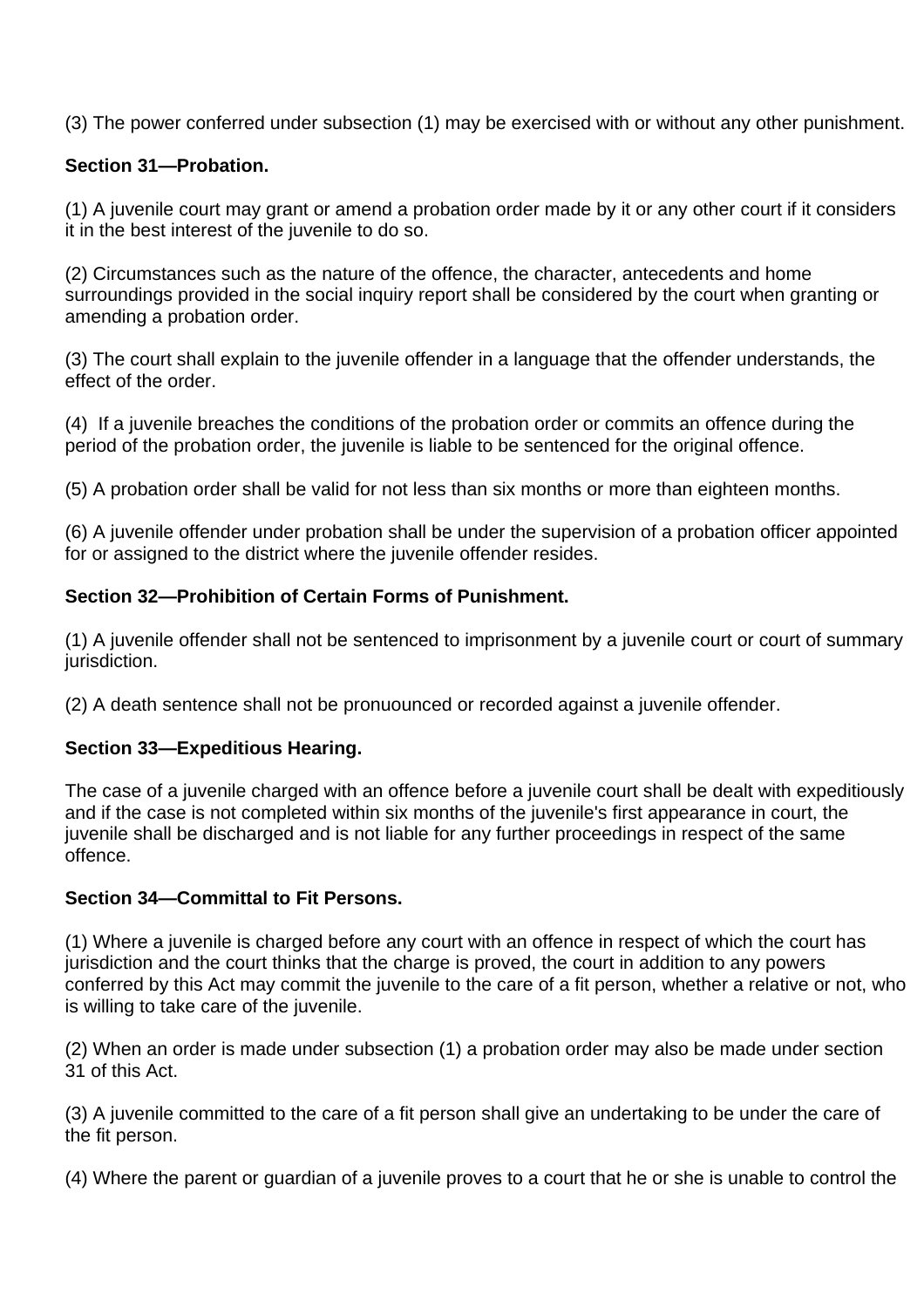(3) The power conferred under subsection (1) may be exercised with or without any other punishment.

**Section 31—Probation.**

(1) A juvenile court may grant or amend a probation order made by it or any other court if it considers it in the best interest of the juvenile to do so.

(2) Circumstances such as the nature of the offence, the character, antecedents and home surroundings provided in the social inquiry report shall be considered by the court when granting or amending a probation order.

(3) The court shall explain to the juvenile offender in a language that the offender understands, the effect of the order.

(4) If a juvenile breaches the conditions of the probation order or commits an offence during the period of the probation order, the juvenile is liable to be sentenced for the original offence.

(5) A probation order shall be valid for not less than six months or more than eighteen months.

(6) A juvenile offender under probation shall be under the supervision of a probation officer appointed for or assigned to the district where the juvenile offender resides.

**Section 32—Prohibition of Certain Forms of Punishment.**

(1) A juvenile offender shall not be sentenced to imprisonment by a juvenile court or court of summary jurisdiction.

(2) A death sentence shall not be pronuounced or recorded against a juvenile offender.

**Section 33—Expeditious Hearing.**

The case of a juvenile charged with an offence before a juvenile court shall be dealt with expeditiously and if the case is not completed within six months of the juvenile's first appearance in court, the juvenile shall be discharged and is not liable for any further proceedings in respect of the same offence.

**Section 34—Committal to Fit Persons.**

(1) Where a juvenile is charged before any court with an offence in respect of which the court has jurisdiction and the court thinks that the charge is proved, the court in addition to any powers conferred by this Act may commit the juvenile to the care of a fit person, whether a relative or not, who is willing to take care of the juvenile.

(2) When an order is made under subsection (1) a probation order may also be made under section 31 of this Act.

(3) A juvenile committed to the care of a fit person shall give an undertaking to be under the care of the fit person.

(4) Where the parent or guardian of a juvenile proves to a court that he or she is unable to control the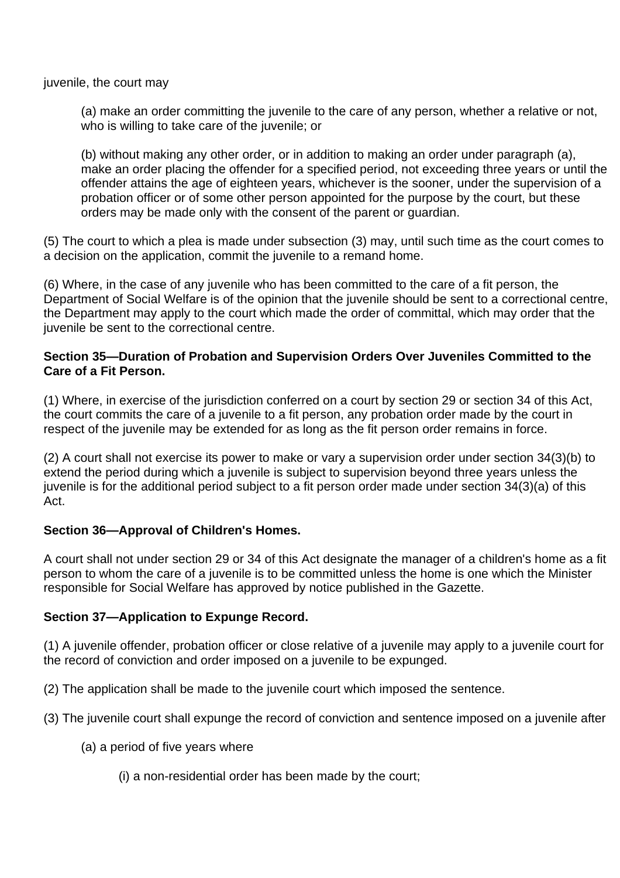juvenile, the court may

(a) make an order committing the juvenile to the care of any person, whether a relative or not, who is willing to take care of the juvenile; or

(b) without making any other order, or in addition to making an order under paragraph (a), make an order placing the offender for a specified period, not exceeding three years or until the offender attains the age of eighteen years, whichever is the sooner, under the supervision of a probation officer or of some other person appointed for the purpose by the court, but these orders may be made only with the consent of the parent or guardian.

(5) The court to which a plea is made under subsection (3) may, until such time as the court comes to a decision on the application, commit the juvenile to a remand home.

(6) Where, in the case of any juvenile who has been committed to the care of a fit person, the Department of Social Welfare is of the opinion that the juvenile should be sent to a correctional centre, the Department may apply to the court which made the order of committal, which may order that the juvenile be sent to the correctional centre.

**Section 35—Duration of Probation and Supervision Orders Over Juveniles Committed to the Care of a Fit Person.**

(1) Where, in exercise of the jurisdiction conferred on a court by section 29 or section 34 of this Act, the court commits the care of a juvenile to a fit person, any probation order made by the court in respect of the juvenile may be extended for as long as the fit person order remains in force.

(2) A court shall not exercise its power to make or vary a supervision order under section 34(3)(b) to extend the period during which a juvenile is subject to supervision beyond three years unless the juvenile is for the additional period subject to a fit person order made under section 34(3)(a) of this Act.

**Section 36—Approval of Children's Homes.**

A court shall not under section 29 or 34 of this Act designate the manager of a children's home as a fit person to whom the care of a juvenile is to be committed unless the home is one which the Minister responsible for Social Welfare has approved by notice published in the Gazette.

**Section 37—Application to Expunge Record.**

(1) A juvenile offender, probation officer or close relative of a juvenile may apply to a juvenile court for the record of conviction and order imposed on a juvenile to be expunged.

(2) The application shall be made to the juvenile court which imposed the sentence.

(3) The juvenile court shall expunge the record of conviction and sentence imposed on a juvenile after

(a) a period of five years where

(i) a non-residential order has been made by the court;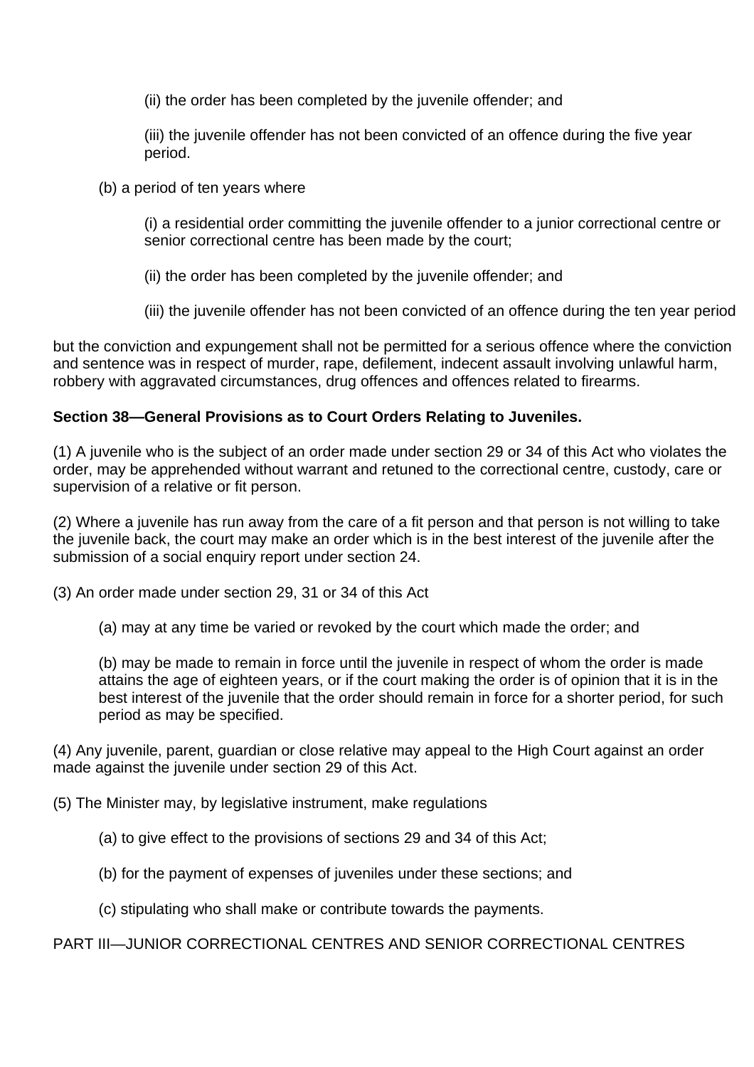(ii) the order has been completed by the juvenile offender; and

(iii) the juvenile offender has not been convicted of an offence during the five year period.

(b) a period of ten years where

(i) a residential order committing the juvenile offender to a junior correctional centre or senior correctional centre has been made by the court;

(ii) the order has been completed by the juvenile offender; and

(iii) the juvenile offender has not been convicted of an offence during the ten year period

but the conviction and expungement shall not be permitted for a serious offence where the conviction and sentence was in respect of murder, rape, defilement, indecent assault involving unlawful harm, robbery with aggravated circumstances, drug offences and offences related to firearms.

**Section 38—General Provisions as to Court Orders Relating to Juveniles.**

(1) A juvenile who is the subject of an order made under section 29 or 34 of this Act who violates the order, may be apprehended without warrant and retuned to the correctional centre, custody, care or supervision of a relative or fit person.

(2) Where a juvenile has run away from the care of a fit person and that person is not willing to take the juvenile back, the court may make an order which is in the best interest of the juvenile after the submission of a social enquiry report under section 24.

(3) An order made under section 29, 31 or 34 of this Act

(a) may at any time be varied or revoked by the court which made the order; and

(b) may be made to remain in force until the juvenile in respect of whom the order is made attains the age of eighteen years, or if the court making the order is of opinion that it is in the best interest of the juvenile that the order should remain in force for a shorter period, for such period as may be specified.

(4) Any juvenile, parent, guardian or close relative may appeal to the High Court against an order made against the juvenile under section 29 of this Act.

(5) The Minister may, by legislative instrument, make regulations

(a) to give effect to the provisions of sections 29 and 34 of this Act;

(b) for the payment of expenses of juveniles under these sections; and

(c) stipulating who shall make or contribute towards the payments.

PART III—JUNIOR CORRECTIONAL CENTRES AND SENIOR CORRECTIONAL CENTRES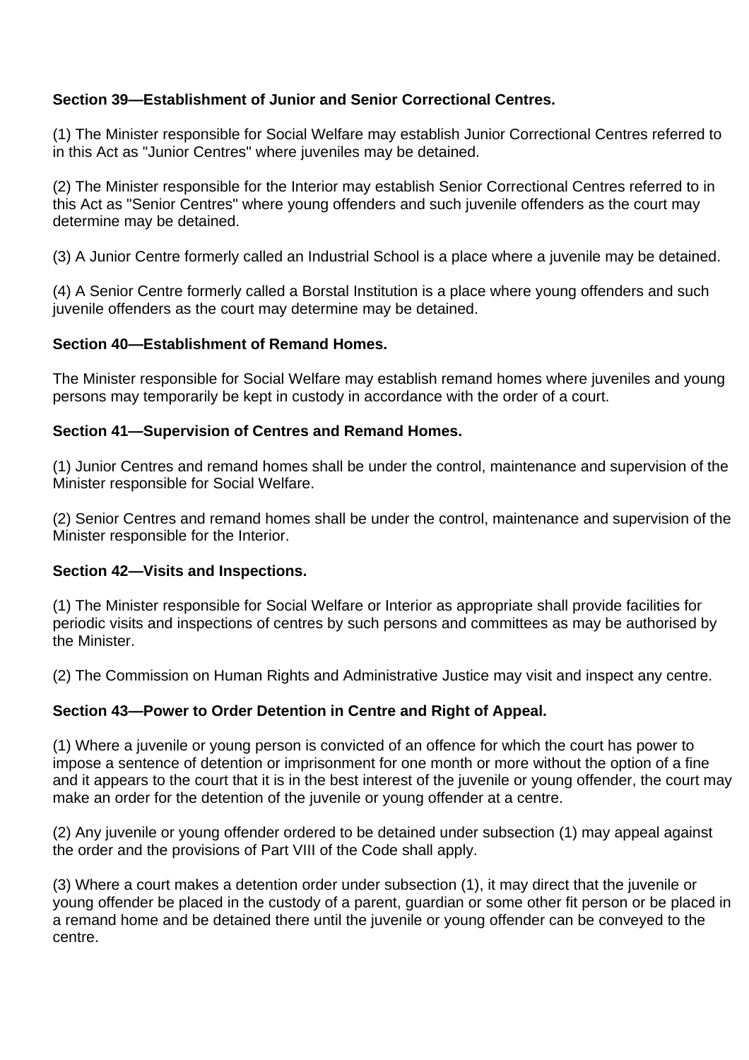**Section 39—Establishment of Junior and Senior Correctional Centres.**

(1) The Minister responsible for Social Welfare may establish Junior Correctional Centres referred to in this Act as "Junior Centres" where juveniles may be detained.

(2) The Minister responsible for the Interior may establish Senior Correctional Centres referred to in this Act as "Senior Centres" where young offenders and such juvenile offenders as the court may determine may be detained.

(3) A Junior Centre formerly called an Industrial School is a place where a juvenile may be detained.

(4) A Senior Centre formerly called a Borstal Institution is a place where young offenders and such juvenile offenders as the court may determine may be detained.

**Section 40—Establishment of Remand Homes.**

The Minister responsible for Social Welfare may establish remand homes where juveniles and young persons may temporarily be kept in custody in accordance with the order of a court.

**Section 41—Supervision of Centres and Remand Homes.**

(1) Junior Centres and remand homes shall be under the control, maintenance and supervision of the Minister responsible for Social Welfare.

(2) Senior Centres and remand homes shall be under the control, maintenance and supervision of the Minister responsible for the Interior.

**Section 42—Visits and Inspections.**

(1) The Minister responsible for Social Welfare or Interior as appropriate shall provide facilities for periodic visits and inspections of centres by such persons and committees as may be authorised by the Minister.

(2) The Commission on Human Rights and Administrative Justice may visit and inspect any centre.

**Section 43—Power to Order Detention in Centre and Right of Appeal.**

(1) Where a juvenile or young person is convicted of an offence for which the court has power to impose a sentence of detention or imprisonment for one month or more without the option of a fine and it appears to the court that it is in the best interest of the juvenile or young offender, the court may make an order for the detention of the juvenile or young offender at a centre.

(2) Any juvenile or young offender ordered to be detained under subsection (1) may appeal against the order and the provisions of Part VIII of the Code shall apply.

(3) Where a court makes a detention order under subsection (1), it may direct that the juvenile or young offender be placed in the custody of a parent, guardian or some other fit person or be placed in a remand home and be detained there until the juvenile or young offender can be conveyed to the centre.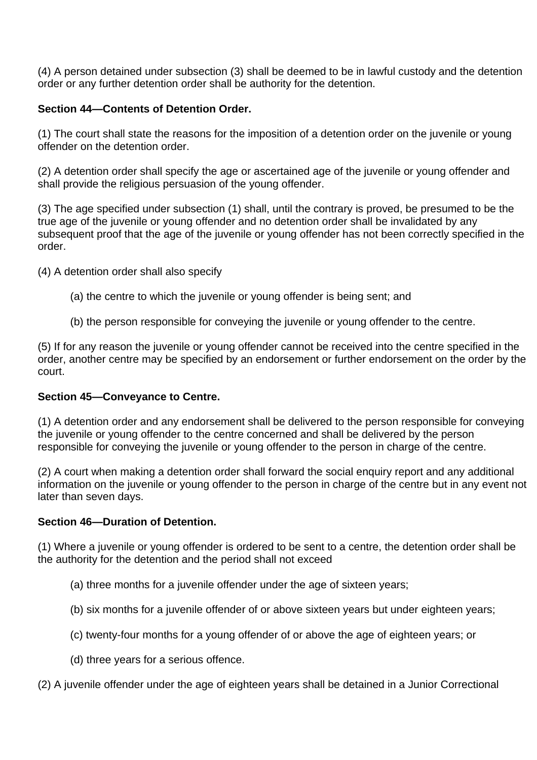(4) A person detained under subsection (3) shall be deemed to be in lawful custody and the detention order or any further detention order shall be authority for the detention.

**Section 44—Contents of Detention Order.**

(1) The court shall state the reasons for the imposition of a detention order on the juvenile or young offender on the detention order.

(2) A detention order shall specify the age or ascertained age of the juvenile or young offender and shall provide the religious persuasion of the young offender.

(3) The age specified under subsection (1) shall, until the contrary is proved, be presumed to be the true age of the juvenile or young offender and no detention order shall be invalidated by any subsequent proof that the age of the juvenile or young offender has not been correctly specified in the order.

(4) A detention order shall also specify

(a) the centre to which the juvenile or young offender is being sent; and

(b) the person responsible for conveying the juvenile or young offender to the centre.

(5) If for any reason the juvenile or young offender cannot be received into the centre specified in the order, another centre may be specified by an endorsement or further endorsement on the order by the court.

**Section 45—Conveyance to Centre.**

(1) A detention order and any endorsement shall be delivered to the person responsible for conveying the juvenile or young offender to the centre concerned and shall be delivered by the person responsible for conveying the juvenile or young offender to the person in charge of the centre.

(2) A court when making a detention order shall forward the social enquiry report and any additional information on the juvenile or young offender to the person in charge of the centre but in any event not later than seven days.

**Section 46—Duration of Detention.**

(1) Where a juvenile or young offender is ordered to be sent to a centre, the detention order shall be the authority for the detention and the period shall not exceed

(a) three months for a juvenile offender under the age of sixteen years;

(b) six months for a juvenile offender of or above sixteen years but under eighteen years;

(c) twenty-four months for a young offender of or above the age of eighteen years; or

(d) three years for a serious offence.

(2) A juvenile offender under the age of eighteen years shall be detained in a Junior Correctional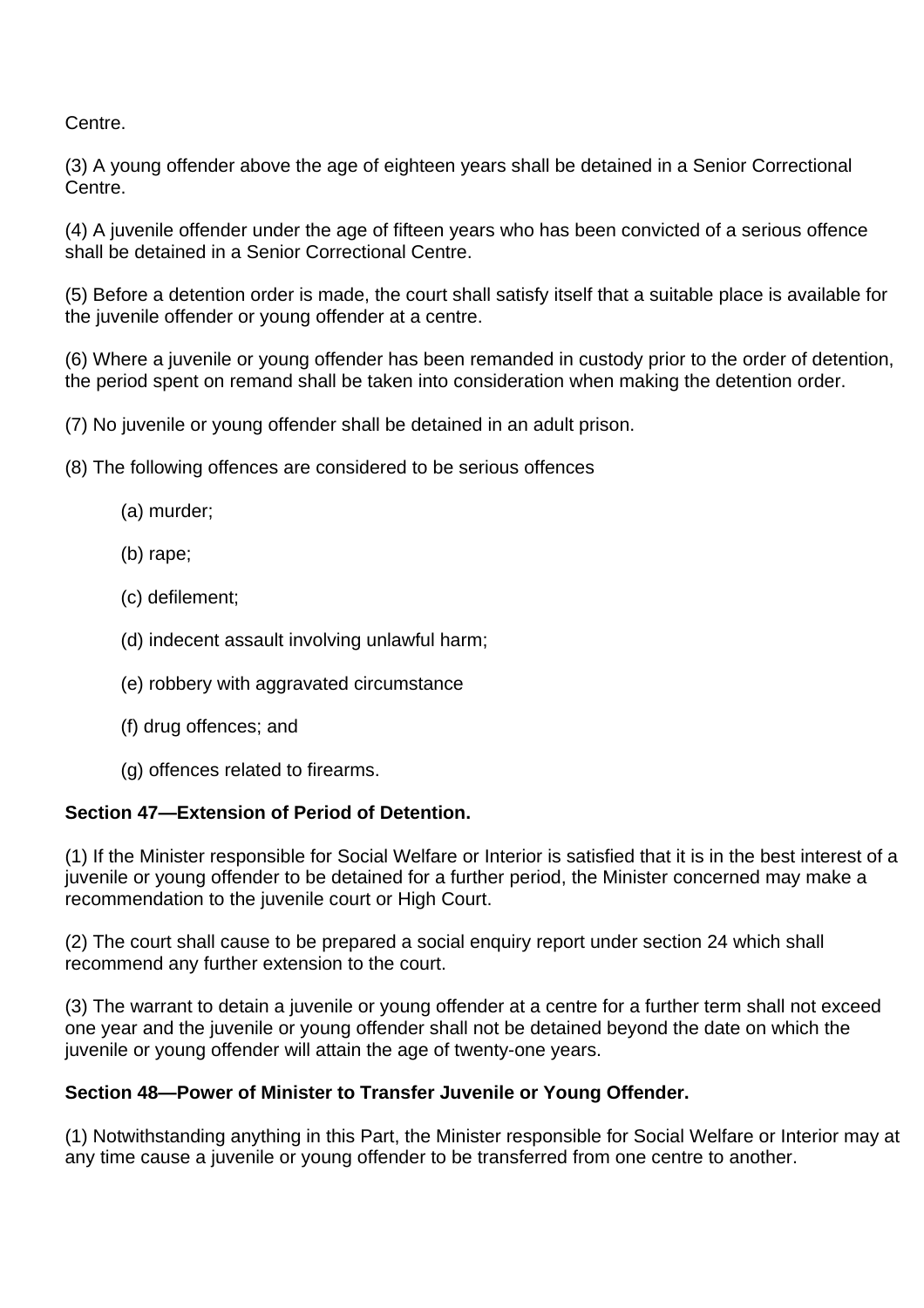Centre.

(3) A young offender above the age of eighteen years shall be detained in a Senior Correctional Centre.

(4) A juvenile offender under the age of fifteen years who has been convicted of a serious offence shall be detained in a Senior Correctional Centre.

(5) Before a detention order is made, the court shall satisfy itself that a suitable place is available for the juvenile offender or young offender at a centre.

(6) Where a juvenile or young offender has been remanded in custody prior to the order of detention, the period spent on remand shall be taken into consideration when making the detention order.

(7) No juvenile or young offender shall be detained in an adult prison.

(8) The following offences are considered to be serious offences

(a) murder;

(b) rape;

(c) defilement;

(d) indecent assault involving unlawful harm;

(e) robbery with aggravated circumstance

(f) drug offences; and

(g) offences related to firearms.

**Section 47—Extension of Period of Detention.**

(1) If the Minister responsible for Social Welfare or Interior is satisfied that it is in the best interest of a juvenile or young offender to be detained for a further period, the Minister concerned may make a recommendation to the juvenile court or High Court.

(2) The court shall cause to be prepared a social enquiry report under section 24 which shall recommend any further extension to the court.

(3) The warrant to detain a juvenile or young offender at a centre for a further term shall not exceed one year and the juvenile or young offender shall not be detained beyond the date on which the juvenile or young offender will attain the age of twenty-one years.

**Section 48—Power of Minister to Transfer Juvenile or Young Offender.**

(1) Notwithstanding anything in this Part, the Minister responsible for Social Welfare or Interior may at any time cause a juvenile or young offender to be transferred from one centre to another.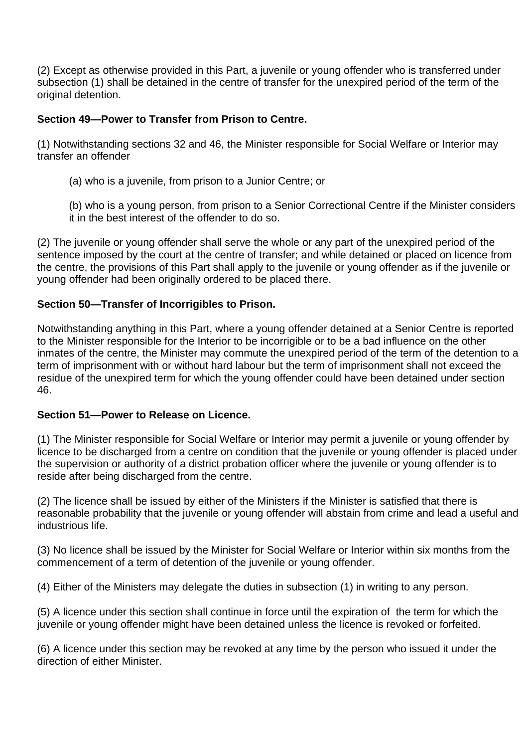(2) Except as otherwise provided in this Part, a juvenile or young offender who is transferred under subsection (1) shall be detained in the centre of transfer for the unexpired period of the term of the original detention.

**Section 49—Power to Transfer from Prison to Centre.**

(1) Notwithstanding sections 32 and 46, the Minister responsible for Social Welfare or Interior may transfer an offender

> (a) who is a juvenile, from prison to a Junior Centre; or
>
> (b) who is a young person, from prison to a Senior Correctional Centre if the Minister considers it in the best interest of the offender to do so.

(2) The juvenile or young offender shall serve the whole or any part of the unexpired period of the sentence imposed by the court at the centre of transfer; and while detained or placed on licence from the centre, the provisions of this Part shall apply to the juvenile or young offender as if the juvenile or young offender had been originally ordered to be placed there.

**Section 50—Transfer of Incorrigibles to Prison.**

Notwithstanding anything in this Part, where a young offender detained at a Senior Centre is reported to the Minister responsible for the Interior to be incorrigible or to be a bad influence on the other inmates of the centre, the Minister may commute the unexpired period of the term of the detention to a term of imprisonment with or without hard labour but the term of imprisonment shall not exceed the residue of the unexpired term for which the young offender could have been detained under section 46.

**Section 51—Power to Release on Licence.**

(1) The Minister responsible for Social Welfare or Interior may permit a juvenile or young offender by licence to be discharged from a centre on condition that the juvenile or young offender is placed under the supervision or authority of a district probation officer where the juvenile or young offender is to reside after being discharged from the centre.

(2) The licence shall be issued by either of the Ministers if the Minister is satisfied that there is reasonable probability that the juvenile or young offender will abstain from crime and lead a useful and industrious life.

(3) No licence shall be issued by the Minister for Social Welfare or Interior within six months from the commencement of a term of detention of the juvenile or young offender.

(4) Either of the Ministers may delegate the duties in subsection (1) in writing to any person.

(5) A licence under this section shall continue in force until the expiration of the term for which the juvenile or young offender might have been detained unless the licence is revoked or forfeited.

(6) A licence under this section may be revoked at any time by the person who issued it under the direction of either Minister.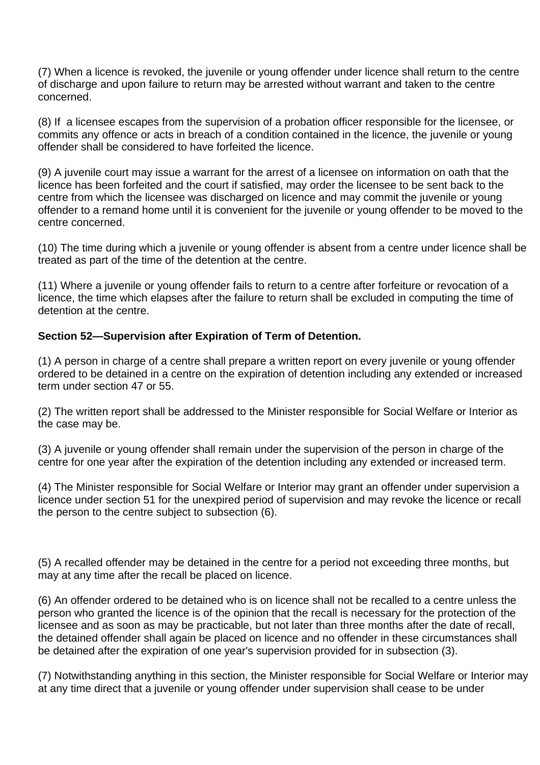(7) When a licence is revoked, the juvenile or young offender under licence shall return to the centre of discharge and upon failure to return may be arrested without warrant and taken to the centre concerned.

(8) If  a licensee escapes from the supervision of a probation officer responsible for the licensee, or commits any offence or acts in breach of a condition contained in the licence, the juvenile or young offender shall be considered to have forfeited the licence.

(9) A juvenile court may issue a warrant for the arrest of a licensee on information on oath that the licence has been forfeited and the court if satisfied, may order the licensee to be sent back to the centre from which the licensee was discharged on licence and may commit the juvenile or young offender to a remand home until it is convenient for the juvenile or young offender to be moved to the centre concerned.

(10) The time during which a juvenile or young offender is absent from a centre under licence shall be treated as part of the time of the detention at the centre.

(11) Where a juvenile or young offender fails to return to a centre after forfeiture or revocation of a licence, the time which elapses after the failure to return shall be excluded in computing the time of detention at the centre.

**Section 52—Supervision after Expiration of Term of Detention.**

(1) A person in charge of a centre shall prepare a written report on every juvenile or young offender ordered to be detained in a centre on the expiration of detention including any extended or increased term under section 47 or 55.

(2) The written report shall be addressed to the Minister responsible for Social Welfare or Interior as the case may be.

(3) A juvenile or young offender shall remain under the supervision of the person in charge of the centre for one year after the expiration of the detention including any extended or increased term.

(4) The Minister responsible for Social Welfare or Interior may grant an offender under supervision a licence under section 51 for the unexpired period of supervision and may revoke the licence or recall the person to the centre subject to subsection (6).

(5) A recalled offender may be detained in the centre for a period not exceeding three months, but may at any time after the recall be placed on licence.

(6) An offender ordered to be detained who is on licence shall not be recalled to a centre unless the person who granted the licence is of the opinion that the recall is necessary for the protection of the licensee and as soon as may be practicable, but not later than three months after the date of recall, the detained offender shall again be placed on licence and no offender in these circumstances shall be detained after the expiration of one year's supervision provided for in subsection (3).

(7) Notwithstanding anything in this section, the Minister responsible for Social Welfare or Interior may at any time direct that a juvenile or young offender under supervision shall cease to be under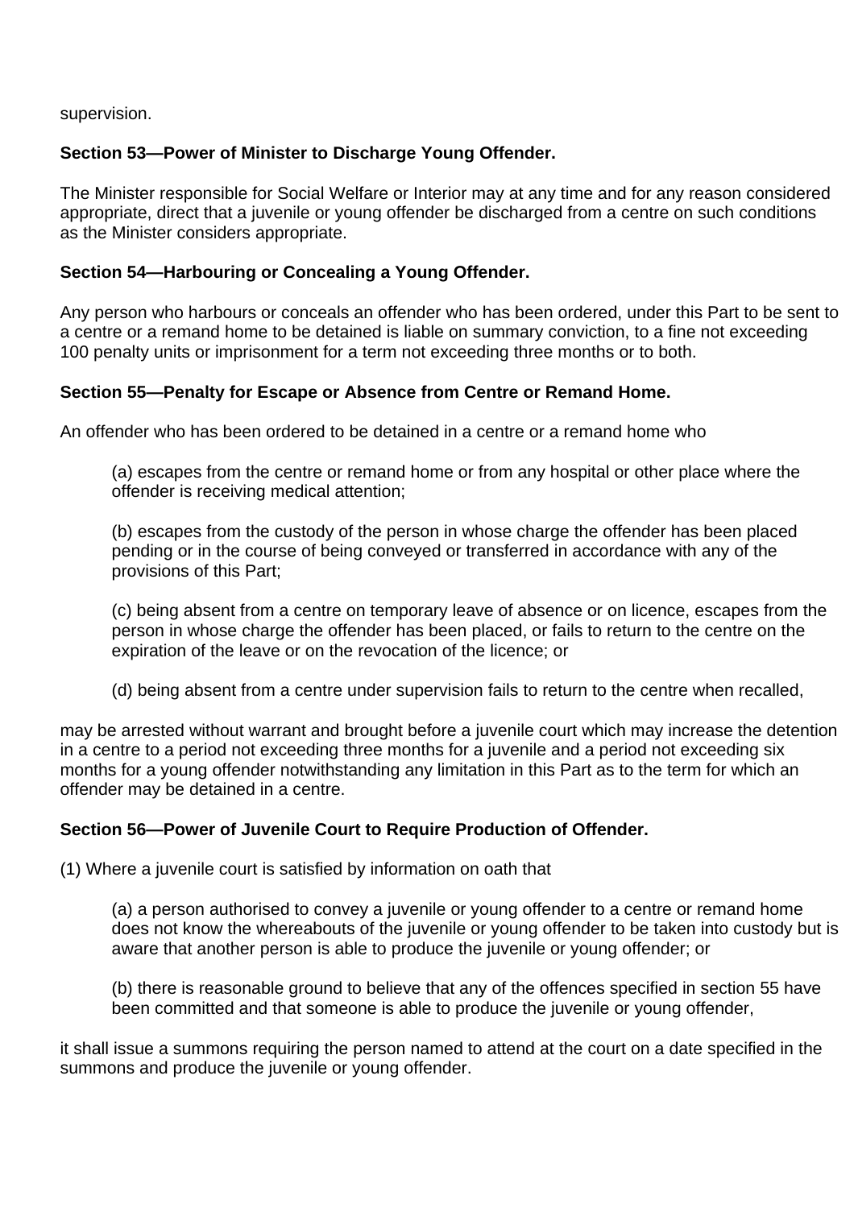supervision.

**Section 53—Power of Minister to Discharge Young Offender.**

The Minister responsible for Social Welfare or Interior may at any time and for any reason considered appropriate, direct that a juvenile or young offender be discharged from a centre on such conditions as the Minister considers appropriate.

**Section 54—Harbouring or Concealing a Young Offender.**

Any person who harbours or conceals an offender who has been ordered, under this Part to be sent to a centre or a remand home to be detained is liable on summary conviction, to a fine not exceeding 100 penalty units or imprisonment for a term not exceeding three months or to both.

**Section 55—Penalty for Escape or Absence from Centre or Remand Home.**

An offender who has been ordered to be detained in a centre or a remand home who

> (a) escapes from the centre or remand home or from any hospital or other place where the offender is receiving medical attention;
>
> (b) escapes from the custody of the person in whose charge the offender has been placed pending or in the course of being conveyed or transferred in accordance with any of the provisions of this Part;
>
> (c) being absent from a centre on temporary leave of absence or on licence, escapes from the person in whose charge the offender has been placed, or fails to return to the centre on the expiration of the leave or on the revocation of the licence; or
>
> (d) being absent from a centre under supervision fails to return to the centre when recalled,

may be arrested without warrant and brought before a juvenile court which may increase the detention in a centre to a period not exceeding three months for a juvenile and a period not exceeding six months for a young offender notwithstanding any limitation in this Part as to the term for which an offender may be detained in a centre.

**Section 56—Power of Juvenile Court to Require Production of Offender.**

(1) Where a juvenile court is satisfied by information on oath that

> (a) a person authorised to convey a juvenile or young offender to a centre or remand home does not know the whereabouts of the juvenile or young offender to be taken into custody but is aware that another person is able to produce the juvenile or young offender; or
>
> (b) there is reasonable ground to believe that any of the offences specified in section 55 have been committed and that someone is able to produce the juvenile or young offender,

it shall issue a summons requiring the person named to attend at the court on a date specified in the summons and produce the juvenile or young offender.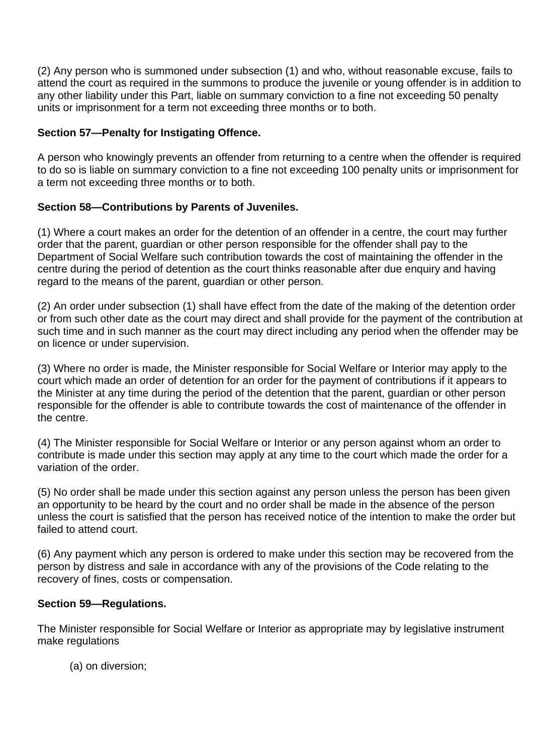(2) Any person who is summoned under subsection (1) and who, without reasonable excuse, fails to attend the court as required in the summons to produce the juvenile or young offender is in addition to any other liability under this Part, liable on summary conviction to a fine not exceeding 50 penalty units or imprisonment for a term not exceeding three months or to both.

**Section 57—Penalty for Instigating Offence.**

A person who knowingly prevents an offender from returning to a centre when the offender is required to do so is liable on summary conviction to a fine not exceeding 100 penalty units or imprisonment for a term not exceeding three months or to both.

**Section 58—Contributions by Parents of Juveniles.**

(1) Where a court makes an order for the detention of an offender in a centre, the court may further order that the parent, guardian or other person responsible for the offender shall pay to the Department of Social Welfare such contribution towards the cost of maintaining the offender in the centre during the period of detention as the court thinks reasonable after due enquiry and having regard to the means of the parent, guardian or other person.

(2) An order under subsection (1) shall have effect from the date of the making of the detention order or from such other date as the court may direct and shall provide for the payment of the contribution at such time and in such manner as the court may direct including any period when the offender may be on licence or under supervision.

(3) Where no order is made, the Minister responsible for Social Welfare or Interior may apply to the court which made an order of detention for an order for the payment of contributions if it appears to the Minister at any time during the period of the detention that the parent, guardian or other person responsible for the offender is able to contribute towards the cost of maintenance of the offender in the centre.

(4) The Minister responsible for Social Welfare or Interior or any person against whom an order to contribute is made under this section may apply at any time to the court which made the order for a variation of the order.

(5) No order shall be made under this section against any person unless the person has been given an opportunity to be heard by the court and no order shall be made in the absence of the person unless the court is satisfied that the person has received notice of the intention to make the order but failed to attend court.

(6) Any payment which any person is ordered to make under this section may be recovered from the person by distress and sale in accordance with any of the provisions of the Code relating to the recovery of fines, costs or compensation.

**Section 59—Regulations.**

The Minister responsible for Social Welfare or Interior as appropriate may by legislative instrument make regulations

(a) on diversion;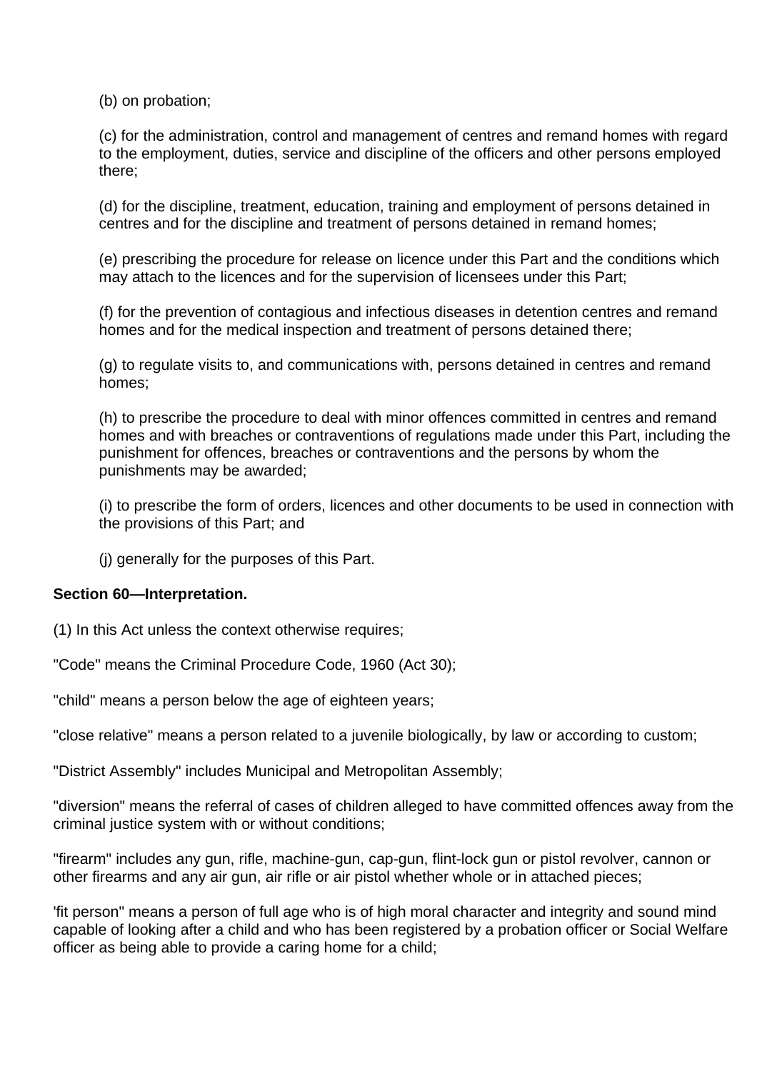(b) on probation;

(c) for the administration, control and management of centres and remand homes with regard to the employment, duties, service and discipline of the officers and other persons employed there;

(d) for the discipline, treatment, education, training and employment of persons detained in centres and for the discipline and treatment of persons detained in remand homes;

(e) prescribing the procedure for release on licence under this Part and the conditions which may attach to the licences and for the supervision of licensees under this Part;

(f) for the prevention of contagious and infectious diseases in detention centres and remand homes and for the medical inspection and treatment of persons detained there;

(g) to regulate visits to, and communications with, persons detained in centres and remand homes;

(h) to prescribe the procedure to deal with minor offences committed in centres and remand homes and with breaches or contraventions of regulations made under this Part, including the punishment for offences, breaches or contraventions and the persons by whom the punishments may be awarded;

(i) to prescribe the form of orders, licences and other documents to be used in connection with the provisions of this Part; and

(j) generally for the purposes of this Part.

**Section 60—Interpretation.**

(1) In this Act unless the context otherwise requires;

"Code" means the Criminal Procedure Code, 1960 (Act 30);

"child" means a person below the age of eighteen years;

"close relative" means a person related to a juvenile biologically, by law or according to custom;

"District Assembly" includes Municipal and Metropolitan Assembly;

"diversion" means the referral of cases of children alleged to have committed offences away from the criminal justice system with or without conditions;

"firearm" includes any gun, rifle, machine-gun, cap-gun, flint-lock gun or pistol revolver, cannon or other firearms and any air gun, air rifle or air pistol whether whole or in attached pieces;

'fit person" means a person of full age who is of high moral character and integrity and sound mind capable of looking after a child and who has been registered by a probation officer or Social Welfare officer as being able to provide a caring home for a child;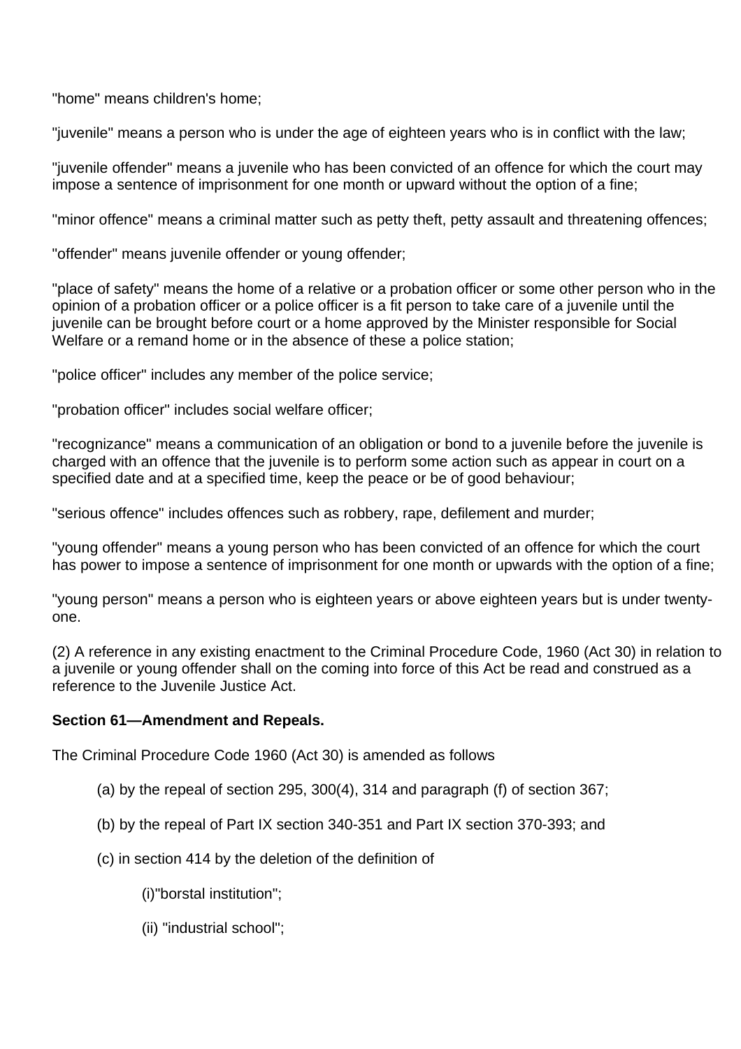"home" means children's home;

"juvenile" means a person who is under the age of eighteen years who is in conflict with the law;

"juvenile offender" means a juvenile who has been convicted of an offence for which the court may impose a sentence of imprisonment for one month or upward without the option of a fine;

"minor offence" means a criminal matter such as petty theft, petty assault and threatening offences;

"offender" means juvenile offender or young offender;

"place of safety" means the home of a relative or a probation officer or some other person who in the opinion of a probation officer or a police officer is a fit person to take care of a juvenile until the juvenile can be brought before court or a home approved by the Minister responsible for Social Welfare or a remand home or in the absence of these a police station;

"police officer" includes any member of the police service;

"probation officer" includes social welfare officer;

"recognizance" means a communication of an obligation or bond to a juvenile before the juvenile is charged with an offence that the juvenile is to perform some action such as appear in court on a specified date and at a specified time, keep the peace or be of good behaviour;

"serious offence" includes offences such as robbery, rape, defilement and murder;

"young offender" means a young person who has been convicted of an offence for which the court has power to impose a sentence of imprisonment for one month or upwards with the option of a fine;

"young person" means a person who is eighteen years or above eighteen years but is under twenty-one.

(2) A reference in any existing enactment to the Criminal Procedure Code, 1960 (Act 30) in relation to a juvenile or young offender shall on the coming into force of this Act be read and construed as a reference to the Juvenile Justice Act.

**Section 61—Amendment and Repeals.**

The Criminal Procedure Code 1960 (Act 30) is amended as follows

(a) by the repeal of section 295, 300(4), 314 and paragraph (f) of section 367;

(b) by the repeal of Part IX section 340-351 and Part IX section 370-393; and

(c) in section 414 by the deletion of the definition of

(i)"borstal institution";

(ii) "industrial school";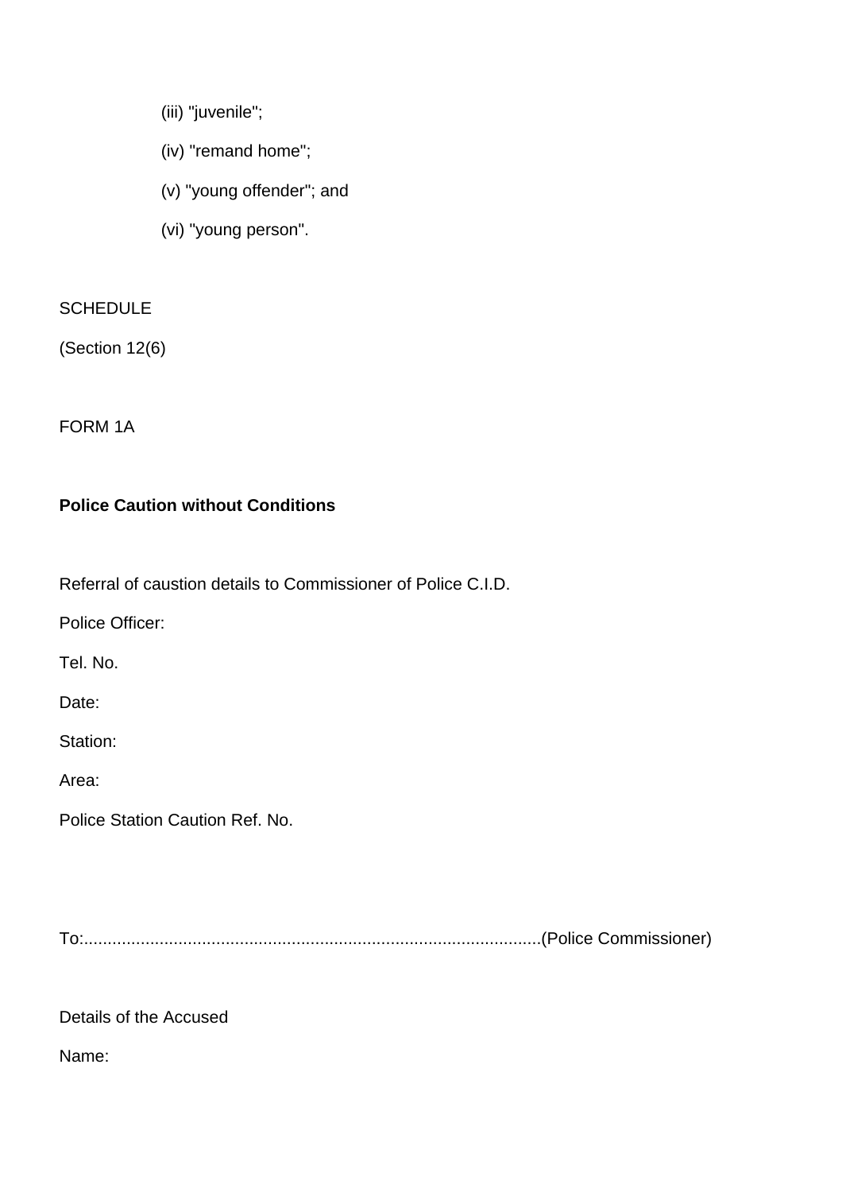(iii) "juvenile";

(iv) "remand home";

(v) "young offender"; and

(vi) "young person".

SCHEDULE

(Section 12(6)

FORM 1A

**Police Caution without Conditions**

Referral of caustion details to Commissioner of Police C.I.D.

Police Officer:

Tel. No.

Date:

Station:

Area:

Police Station Caution Ref. No.

To:................................................................................................(Police Commissioner)

Details of the Accused

Name: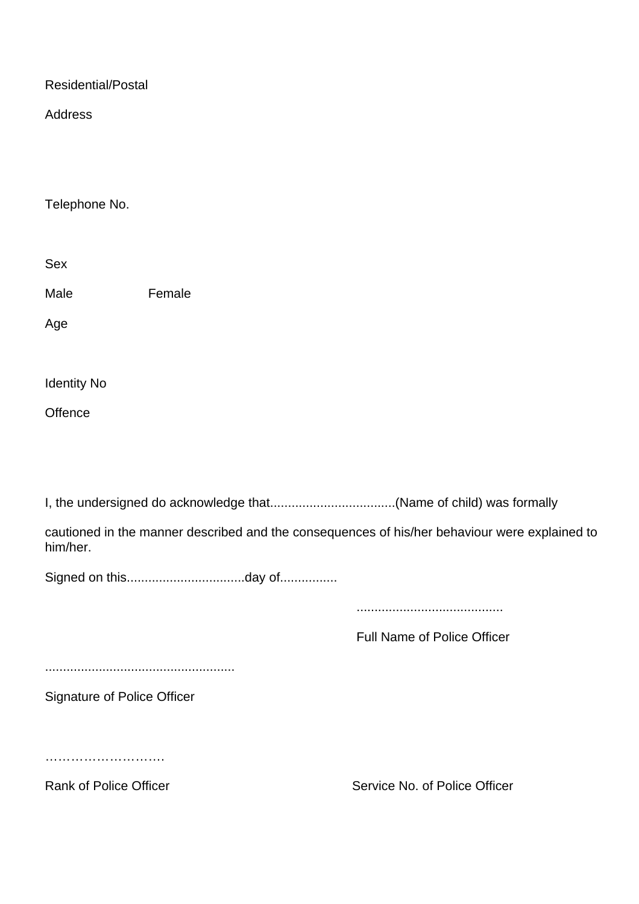Residential/Postal

Address

Telephone No.

Sex

Male Female

Age

Identity No

Offence

I, the undersigned do acknowledge that...................................(Name of child) was formally

cautioned in the manner described and the consequences of his/her behaviour were explained to him/her.

Signed on this.................................day of................

.........................................

Full Name of Police Officer

.....................................................

Signature of Police Officer

……………………….

Rank of Police Officer

Service No. of Police Officer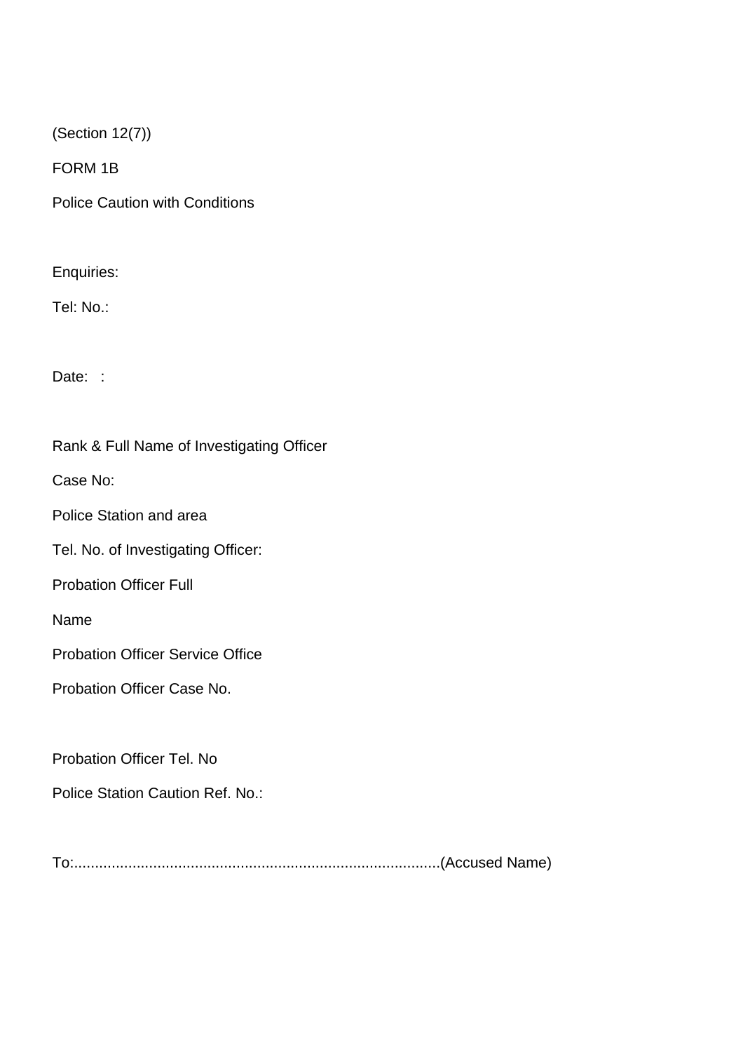(Section 12(7))

FORM 1B

Police Caution with Conditions

Enquiries:

Tel: No.:

Date: :

Rank & Full Name of Investigating Officer

Case No:

Police Station and area

Tel. No. of Investigating Officer:

Probation Officer Full

Name

Probation Officer Service Office

Probation Officer Case No.

Probation Officer Tel. No

Police Station Caution Ref. No.:

To:.......................................................................................(Accused Name)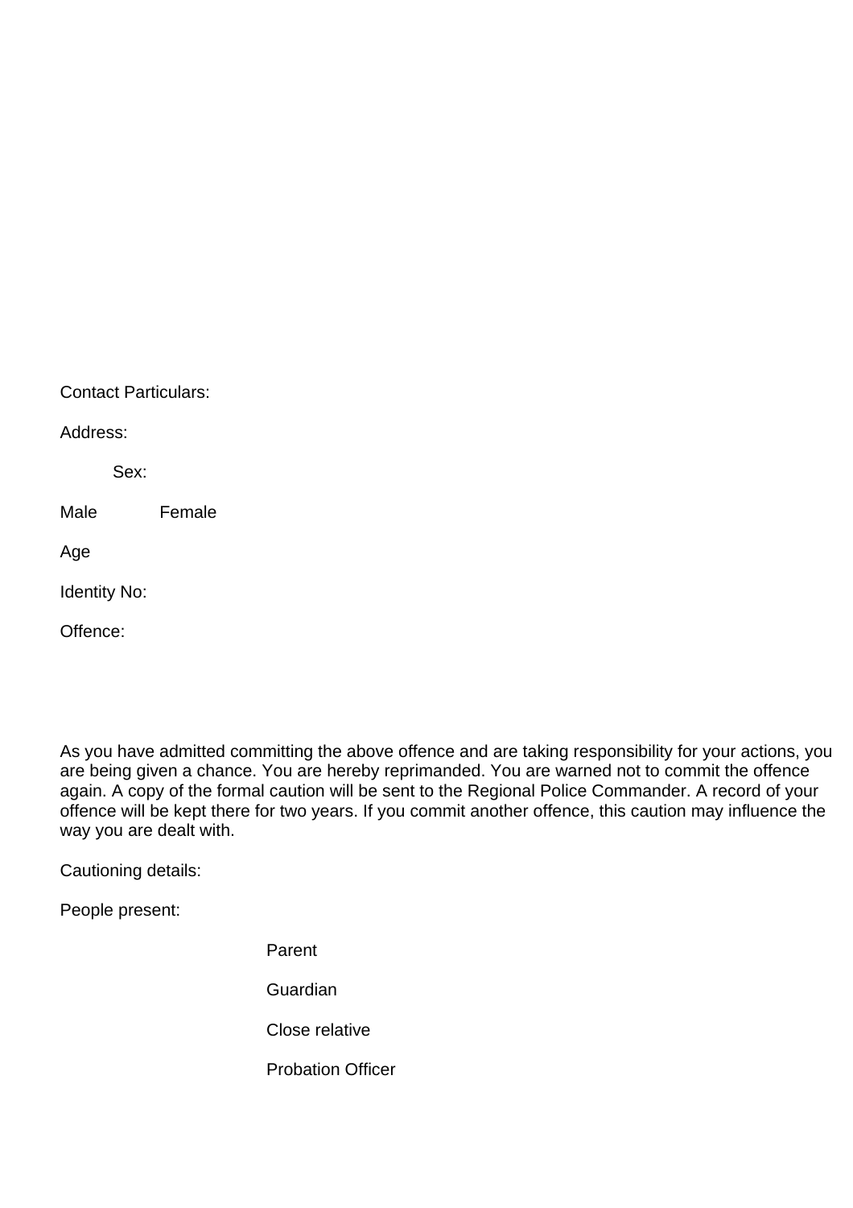Contact Particulars:

Address:

Sex:

Male Female

Age

Identity No:

Offence:

As you have admitted committing the above offence and are taking responsibility for your actions, you are being given a chance. You are hereby reprimanded. You are warned not to commit the offence again. A copy of the formal caution will be sent to the Regional Police Commander. A record of your offence will be kept there for two years. If you commit another offence, this caution may influence the way you are dealt with.

Cautioning details:

People present:

Parent

Guardian

Close relative

Probation Officer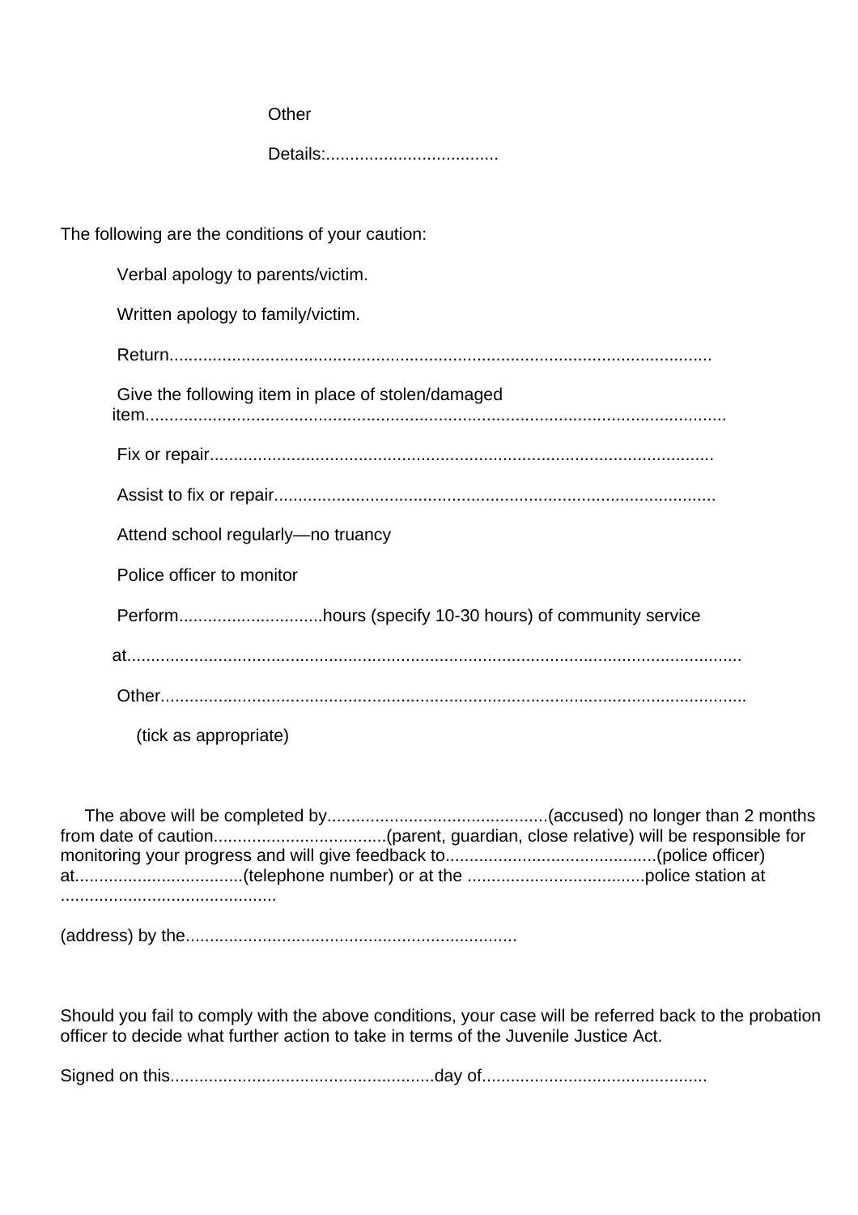Other

Details:....................................

The following are the conditions of your caution:

Verbal apology to parents/victim.

Written apology to family/victim.

Return................................................................................................................

Give the following item in place of stolen/damaged item........................................................................................................................

Fix or repair........................................................................................................

Assist to fix or repair...........................................................................................

Attend school regularly—no truancy

Police officer to monitor

Perform..............................hours (specify 10-30 hours) of community service

at..............................................................................................................................

Other.........................................................................................................................

(tick as appropriate)

The above will be completed by.............................................(accused) no longer than 2 months from date of caution...................................(parent, guardian, close relative) will be responsible for monitoring your progress and will give feedback to...........................................(police officer) at..................................(telephone number) or at the .....................................police station at ............................................

(address) by the....................................................................

Should you fail to comply with the above conditions, your case will be referred back to the probation officer to decide what further action to take in terms of the Juvenile Justice Act.

Signed on this......................................................day of..............................................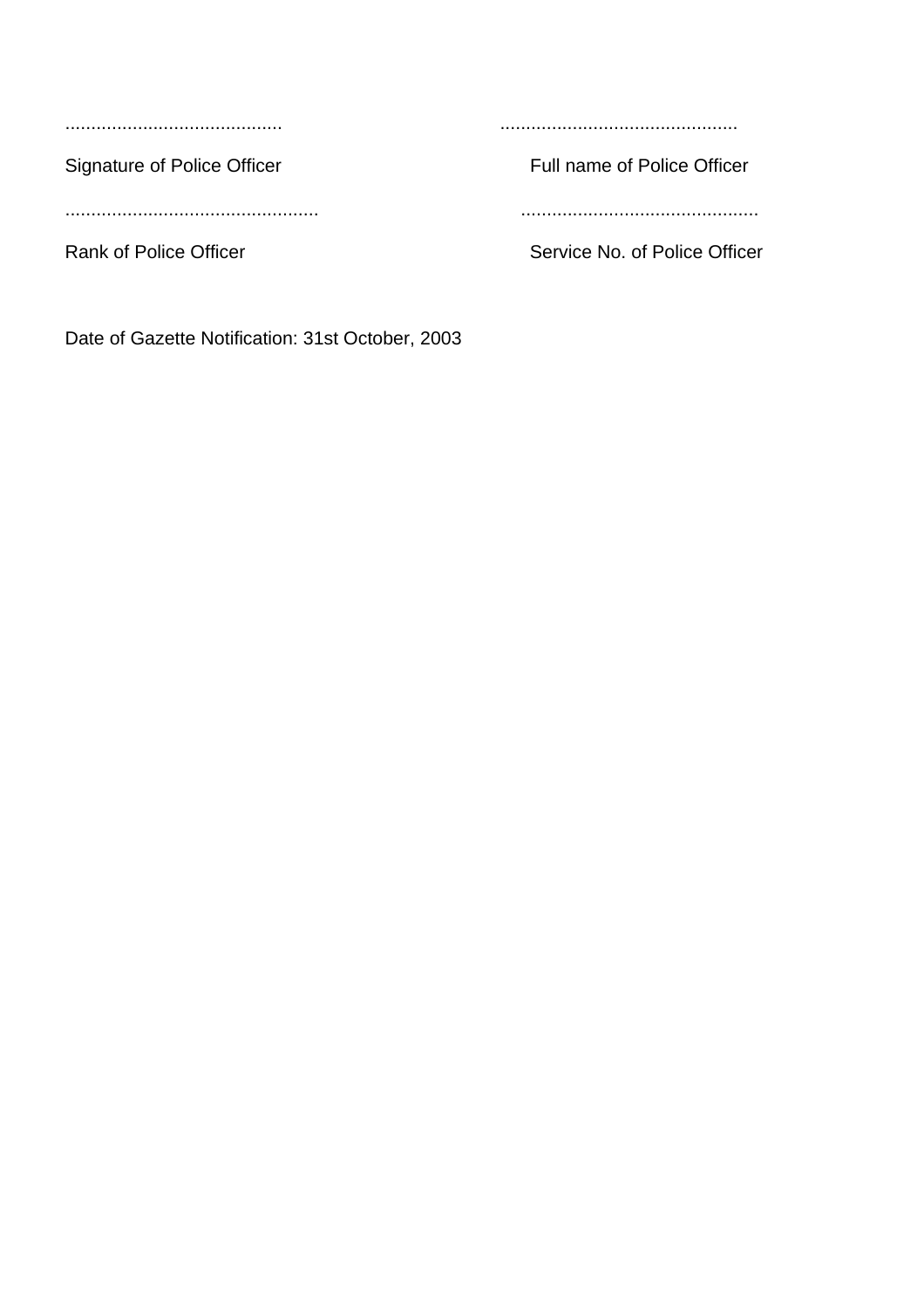.......................................... ..............................................

Signature of Police Officer Full name of Police Officer

................................................ .............................................

Rank of Police Officer Service No. of Police Officer

Date of Gazette Notification: 31st October, 2003